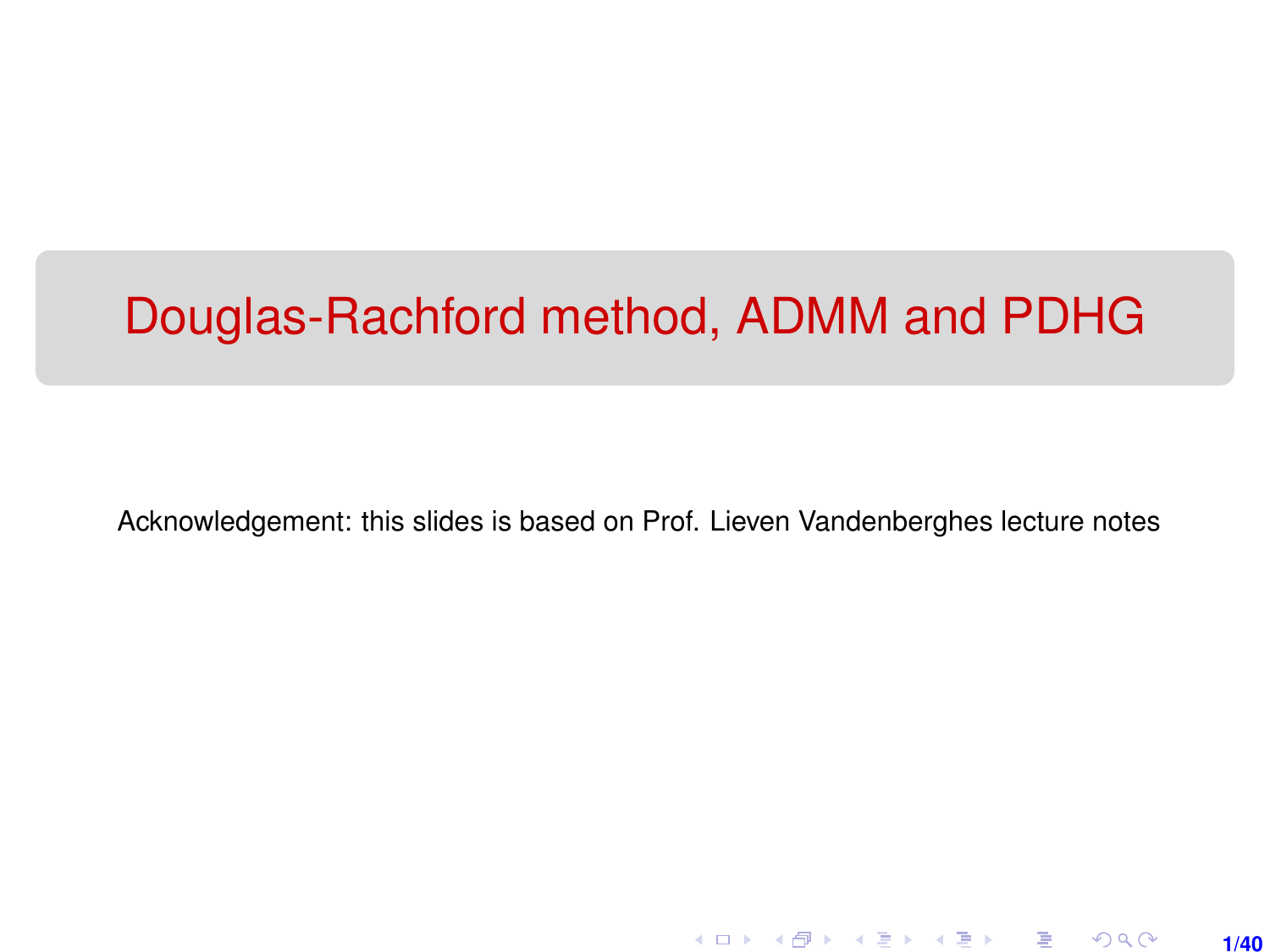# Douglas-Rachford method, ADMM and PDHG

Acknowledgement: this slides is based on Prof. Lieven Vandenberghes lecture notes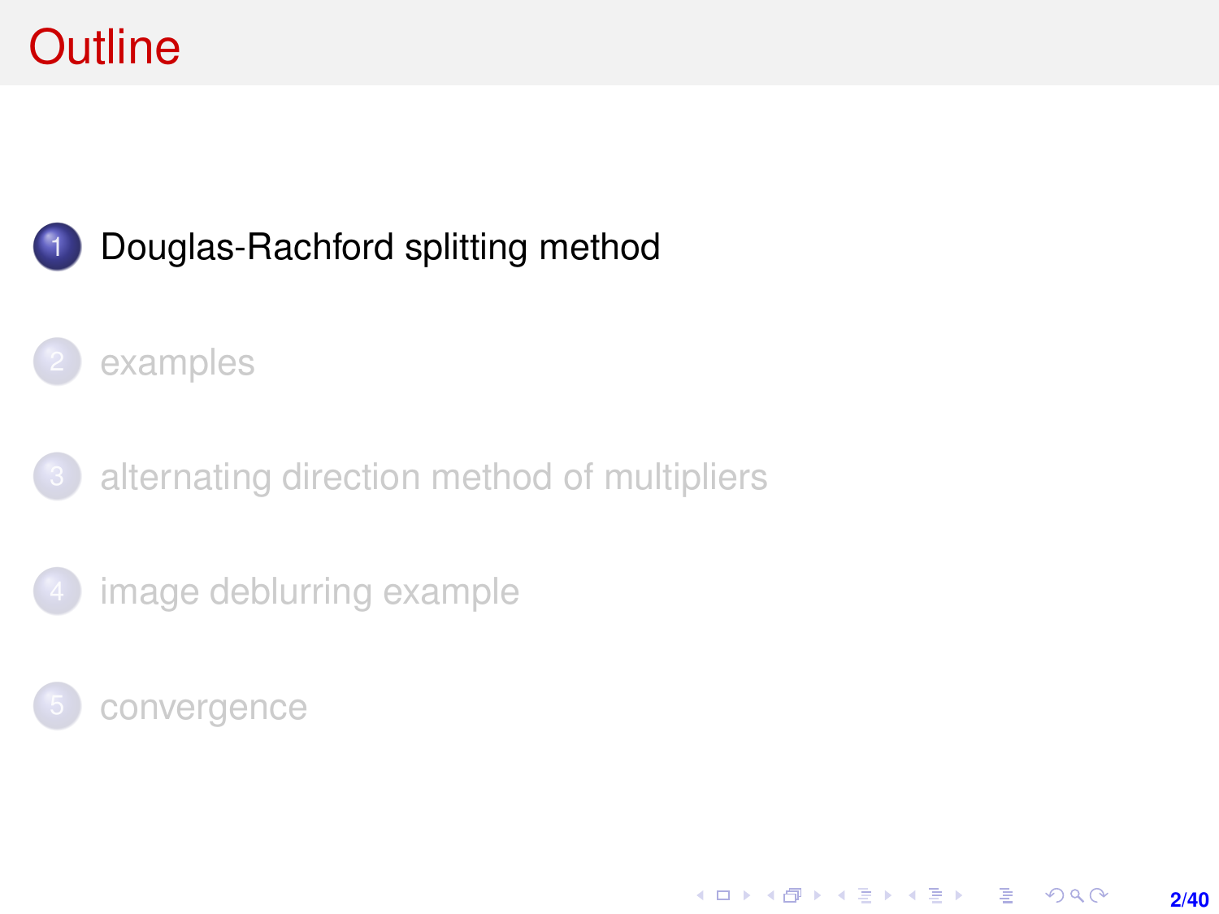# Outline

1. Douglas-Rachford splitting method
2. examples
3. alternating direction method of multipliers
4. image deblurring example
5. convergence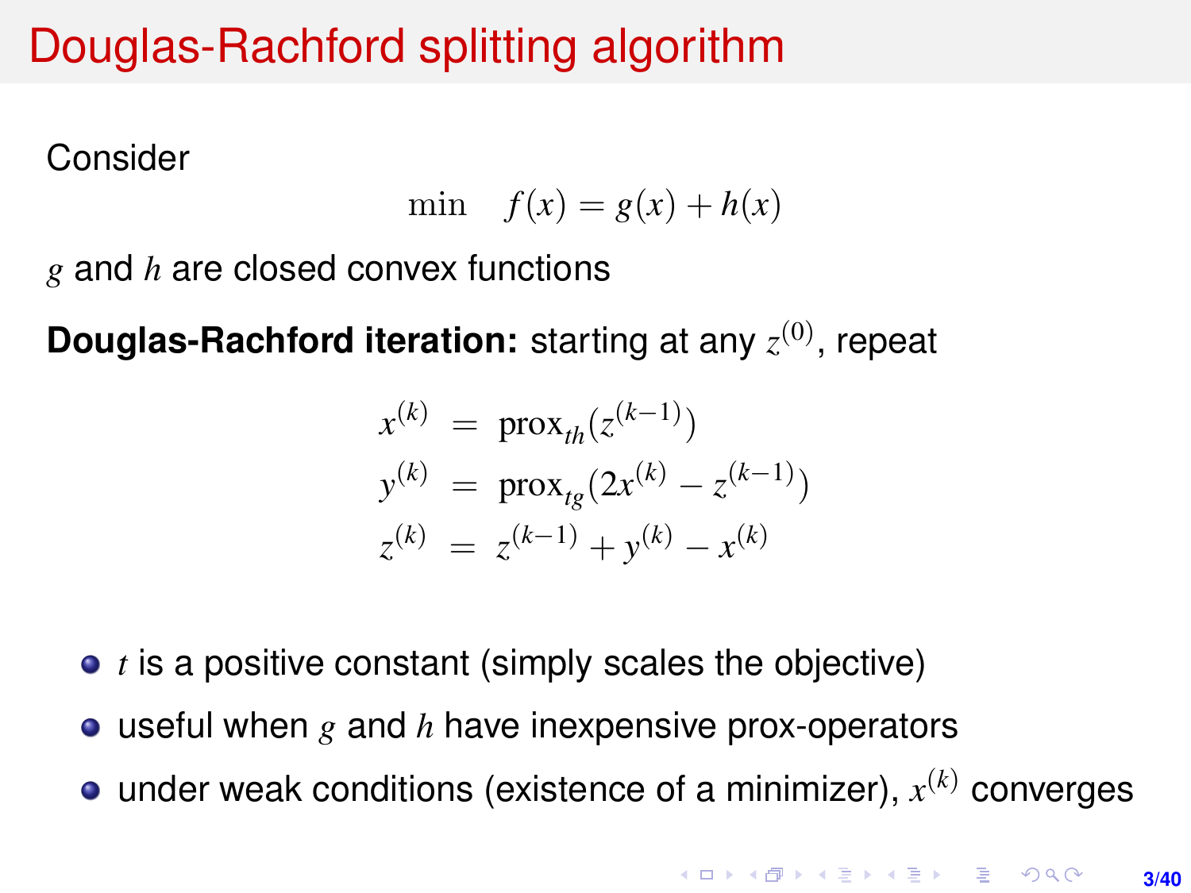# Douglas-Rachford splitting algorithm

Consider

$$\min \quad f(x) = g(x) + h(x)$$

$g$ and $h$ are closed convex functions

**Douglas-Rachford iteration:** starting at any $z^{(0)}$, repeat

$$\begin{aligned}
x^{(k)} &= \text{prox}_{th}(z^{(k-1)}) \\
y^{(k)} &= \text{prox}_{tg}(2x^{(k)} - z^{(k-1)}) \\
z^{(k)} &= z^{(k-1)} + y^{(k)} - x^{(k)}
\end{aligned}$$

- $t$ is a positive constant (simply scales the objective)
- useful when $g$ and $h$ have inexpensive prox-operators
- under weak conditions (existence of a minimizer), $x^{(k)}$ converges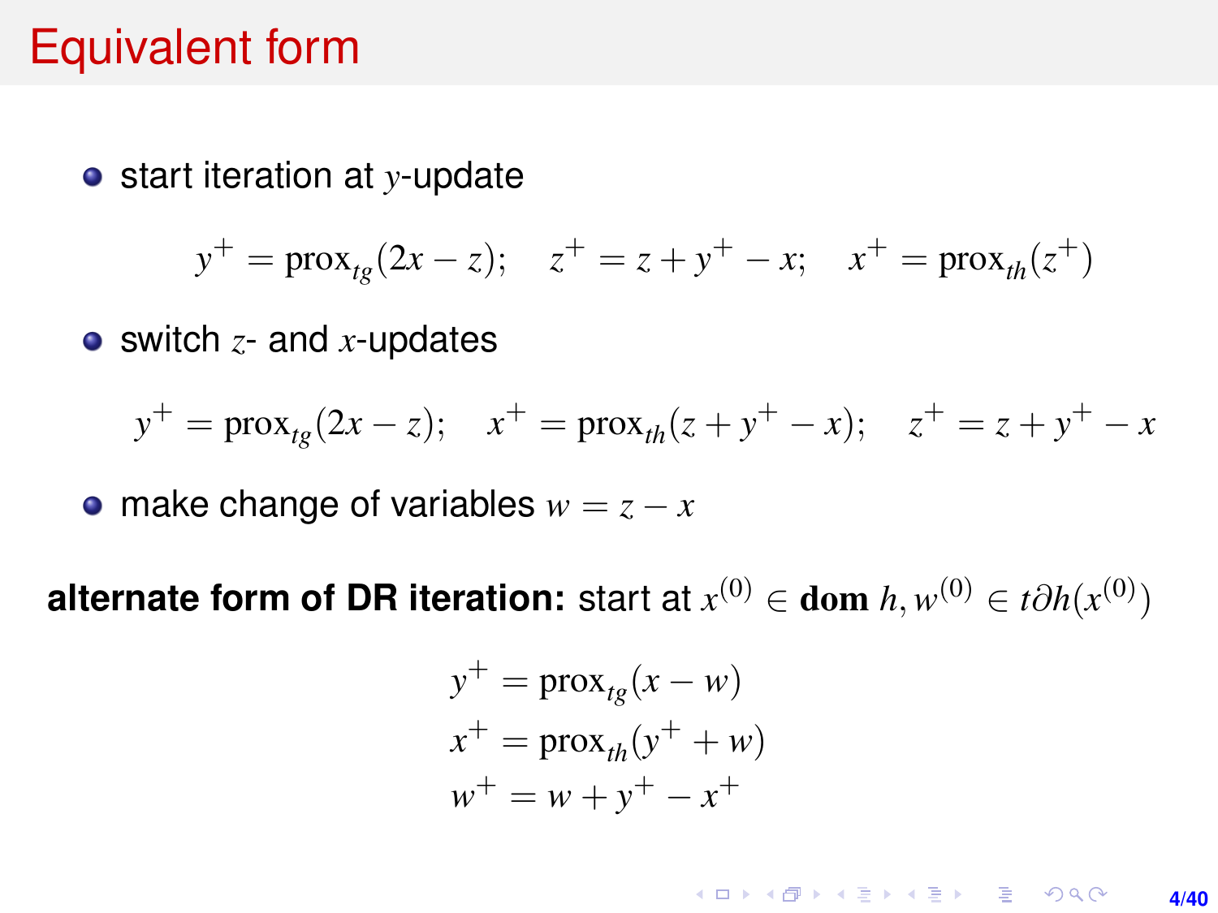# Equivalent form

- start iteration at $y$-update

$$y^+ = \text{prox}_{tg}(2x - z); \quad z^+ = z + y^+ - x; \quad x^+ = \text{prox}_{th}(z^+)$$

- switch $z$- and $x$-updates

$$y^+ = \text{prox}_{tg}(2x - z); \quad x^+ = \text{prox}_{th}(z + y^+ - x); \quad z^+ = z + y^+ - x$$

- make change of variables $w = z - x$

**alternate form of DR iteration:** start at $x^{(0)} \in \textbf{dom } h, w^{(0)} \in t\partial h(x^{(0)})$

$$\begin{aligned} y^+ &= \text{prox}_{tg}(x - w) \\ x^+ &= \text{prox}_{th}(y^+ + w) \\ w^+ &= w + y^+ - x^+ \end{aligned}$$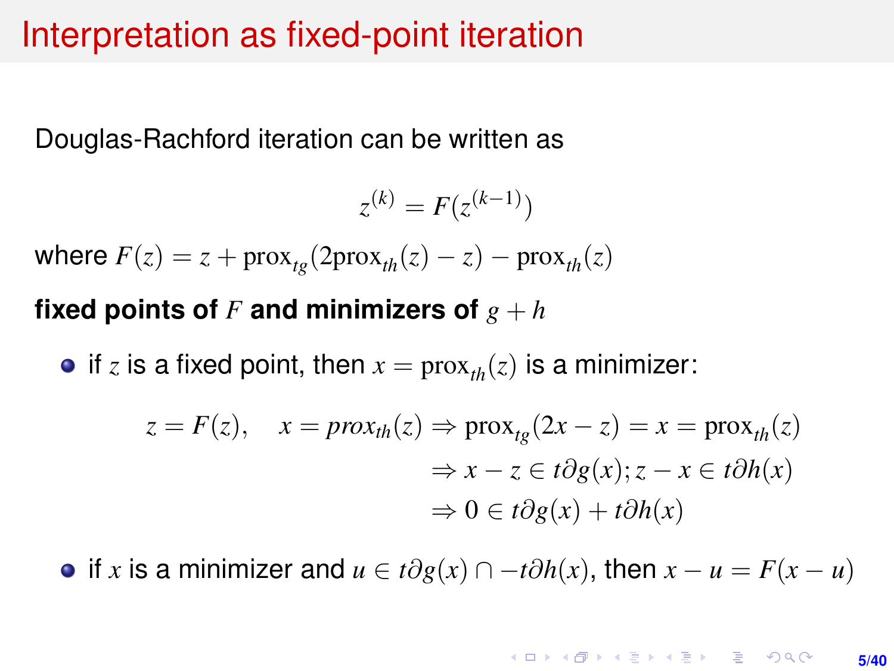# Interpretation as fixed-point iteration

Douglas-Rachford iteration can be written as

$$z^{(k)} = F(z^{(k-1)})$$

where $F(z) = z + \text{prox}_{tg}(2\text{prox}_{th}(z) - z) - \text{prox}_{th}(z)$

**fixed points of $F$ and minimizers of $g + h$**

- if $z$ is a fixed point, then $x = \text{prox}_{th}(z)$ is a minimizer:

$$\begin{aligned} z = F(z), \quad x = prox_{th}(z) &\Rightarrow \text{prox}_{tg}(2x - z) = x = \text{prox}_{th}(z) \\ &\Rightarrow x - z \in t\partial g(x); z - x \in t\partial h(x) \\ &\Rightarrow 0 \in t\partial g(x) + t\partial h(x) \end{aligned}$$

- if $x$ is a minimizer and $u \in t\partial g(x) \cap -t\partial h(x)$, then $x - u = F(x - u)$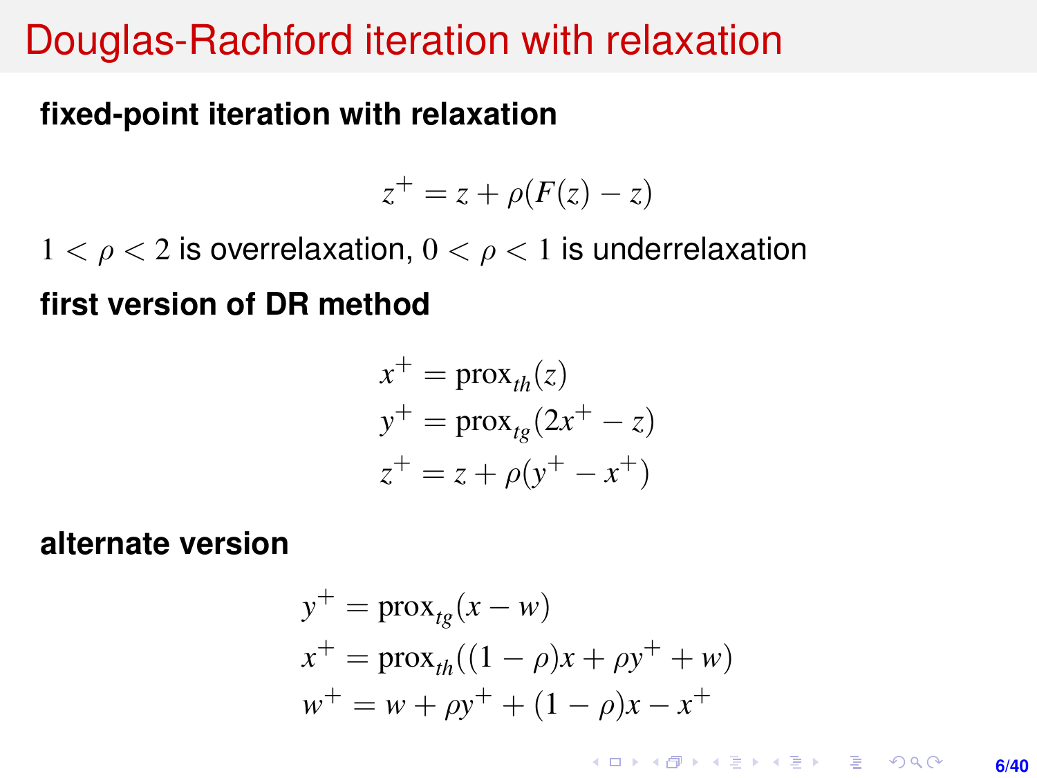# Douglas-Rachford iteration with relaxation

**fixed-point iteration with relaxation**

$$z^+ = z + \rho(F(z) - z)$$

$1 < \rho < 2$ is overrelaxation, $0 < \rho < 1$ is underrelaxation

**first version of DR method**

$$\begin{aligned}
x^+ &= \text{prox}_{th}(z) \\
y^+ &= \text{prox}_{tg}(2x^+ - z) \\
z^+ &= z + \rho(y^+ - x^+)
\end{aligned}$$

**alternate version**

$$\begin{aligned}
y^+ &= \text{prox}_{tg}(x - w) \\
x^+ &= \text{prox}_{th}((1-\rho)x + \rho y^+ + w) \\
w^+ &= w + \rho y^+ + (1-\rho)x - x^+
\end{aligned}$$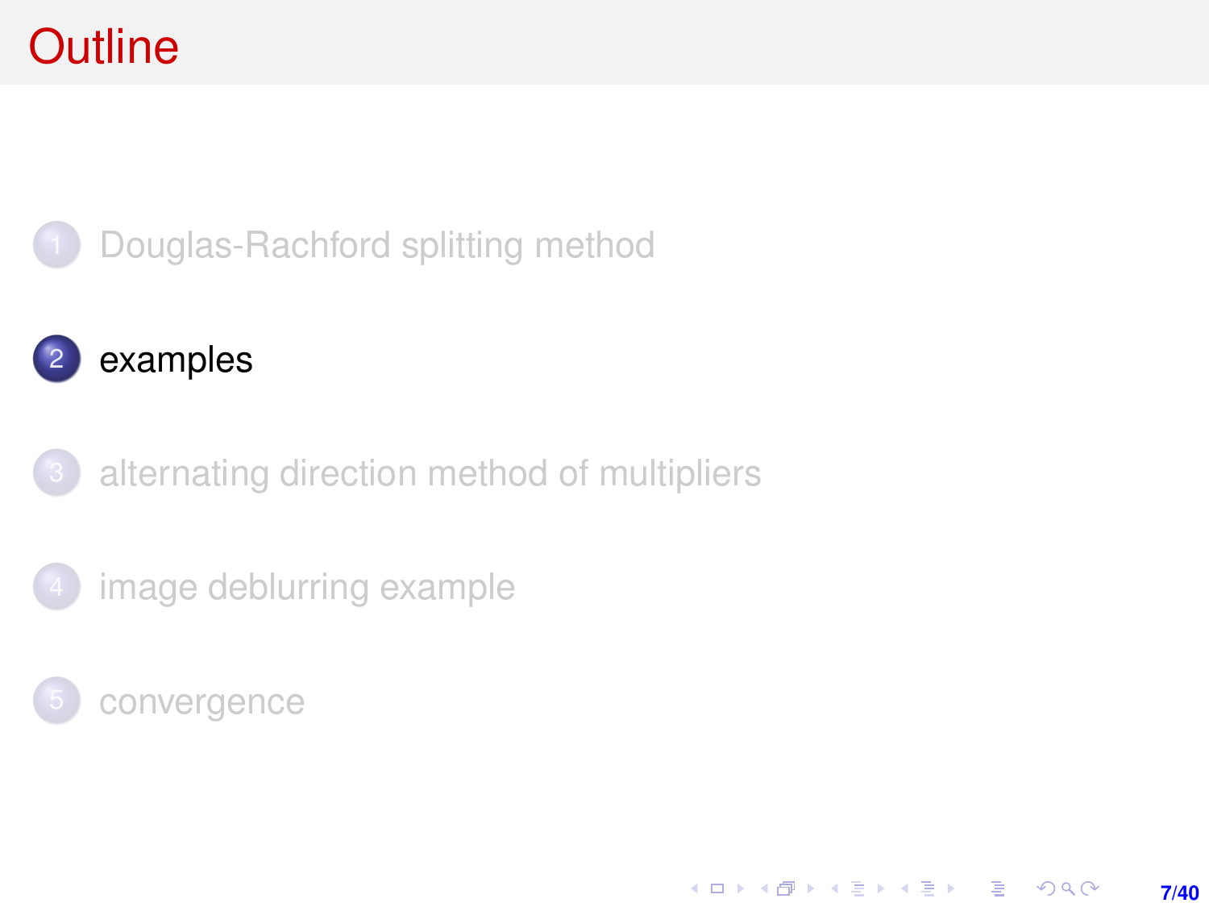# Outline

1. Douglas-Rachford splitting method
2. examples
3. alternating direction method of multipliers
4. image deblurring example
5. convergence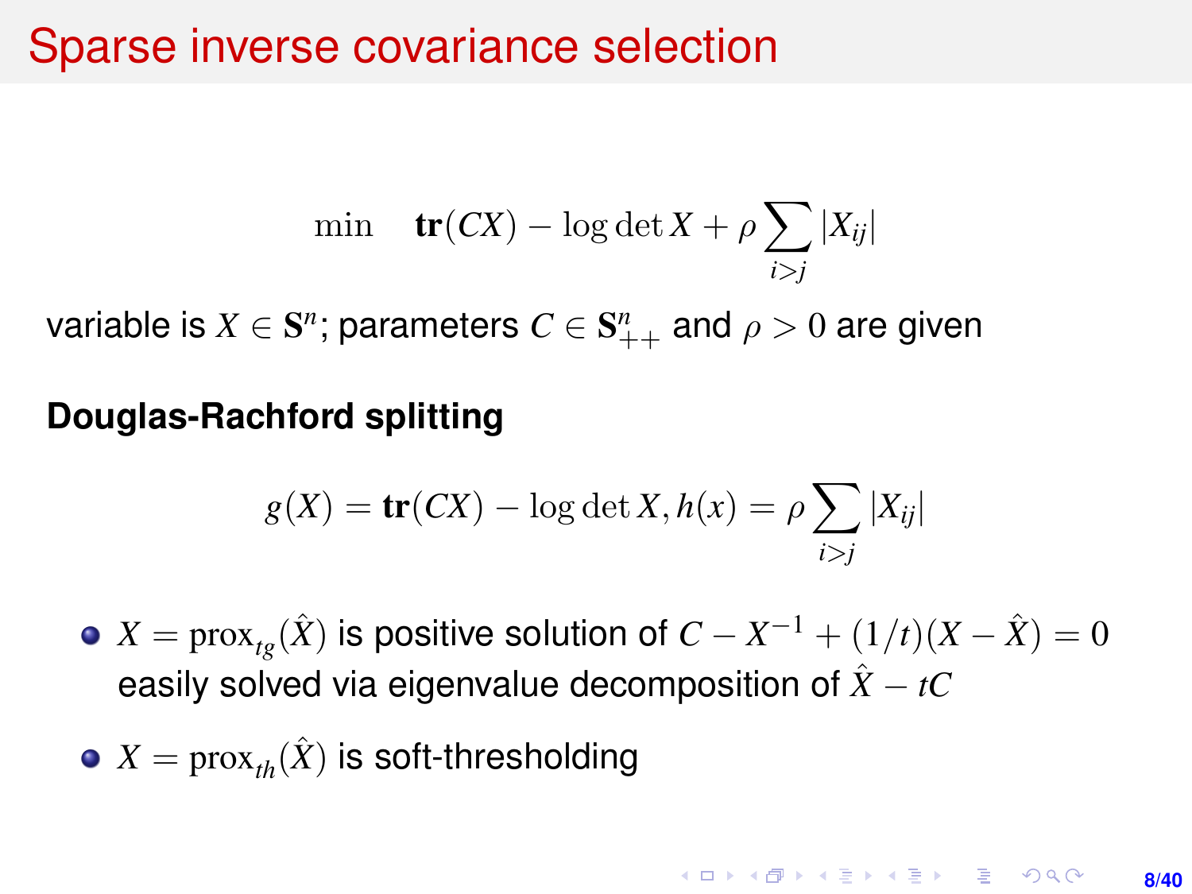# Sparse inverse covariance selection

$$\min \quad \mathbf{tr}(CX) - \log\det X + \rho \sum_{i>j} |X_{ij}|$$

variable is $X \in \mathbf{S}^n$; parameters $C \in \mathbf{S}^n_{++}$ and $\rho > 0$ are given

**Douglas-Rachford splitting**

$$g(X) = \mathbf{tr}(CX) - \log\det X, h(x) = \rho \sum_{i>j} |X_{ij}|$$

- $X = \mathrm{prox}_{tg}(\hat{X})$ is positive solution of $C - X^{-1} + (1/t)(X - \hat{X}) = 0$ easily solved via eigenvalue decomposition of $\hat{X} - tC$
- $X = \mathrm{prox}_{th}(\hat{X})$ is soft-thresholding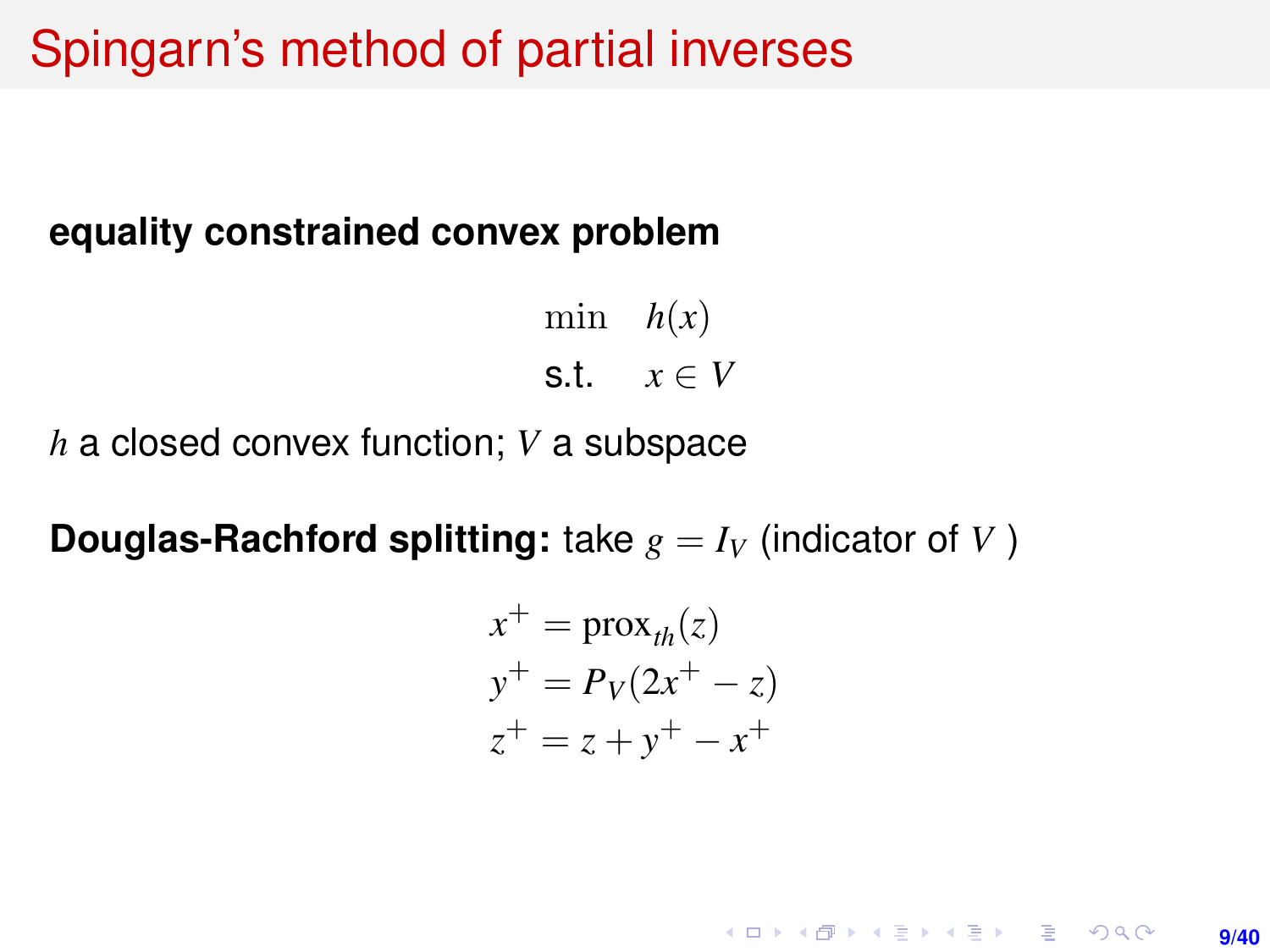# Spingarn's method of partial inverses

**equality constrained convex problem**

$$
\begin{array}{ll}
\min & h(x) \\
\text{s.t.} & x \in V
\end{array}
$$

$h$ a closed convex function; $V$ a subspace

**Douglas-Rachford splitting:** take $g = I_V$ (indicator of $V$ )

$$
\begin{aligned}
x^+ &= \mathrm{prox}_{th}(z) \\
y^+ &= P_V(2x^+ - z) \\
z^+ &= z + y^+ - x^+
\end{aligned}
$$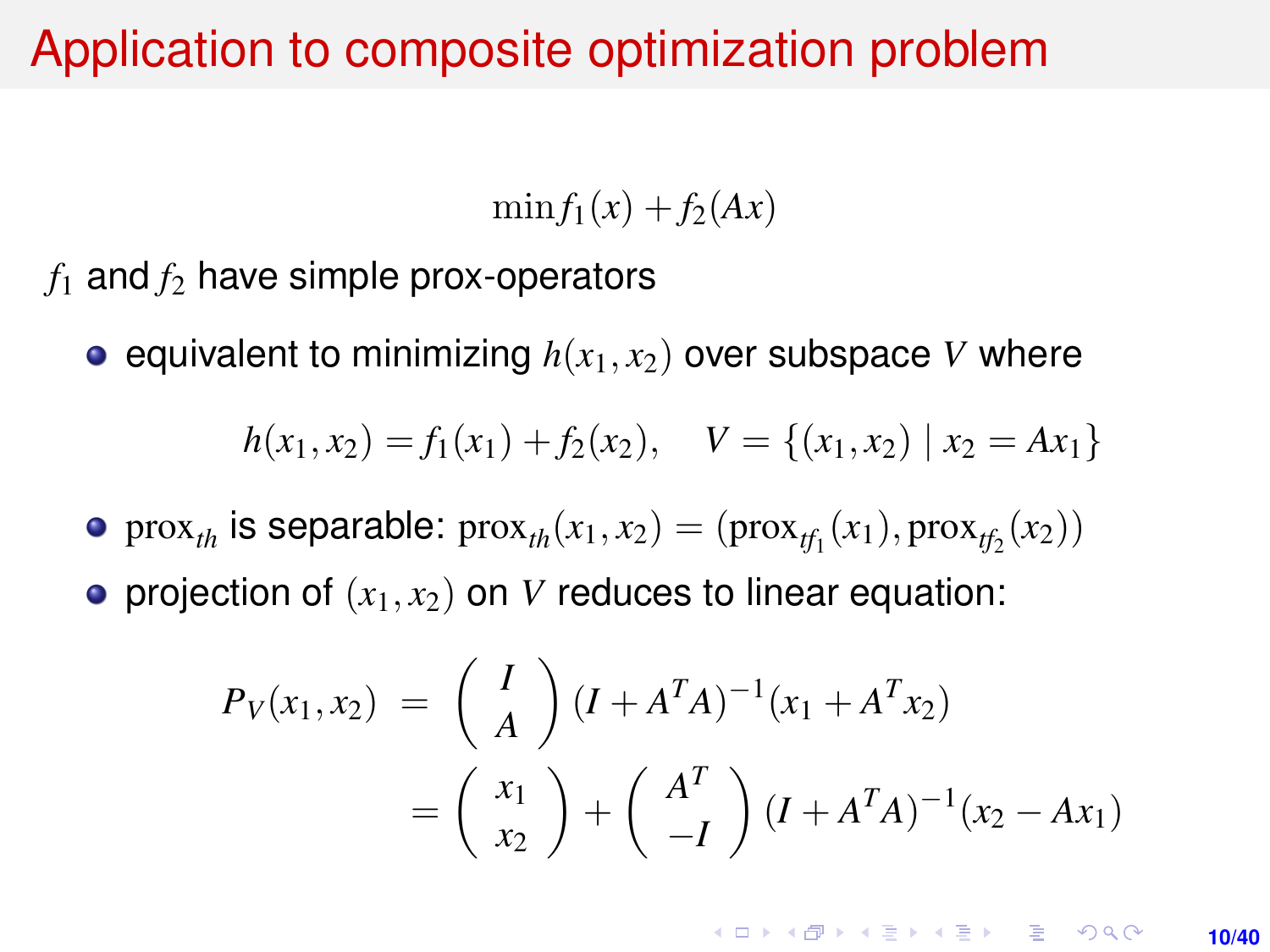# Application to composite optimization problem

$$\min f_1(x) + f_2(Ax)$$

$f_1$ and $f_2$ have simple prox-operators

- equivalent to minimizing $h(x_1, x_2)$ over subspace $V$ where

$$h(x_1, x_2) = f_1(x_1) + f_2(x_2), \quad V = \{(x_1, x_2) \mid x_2 = Ax_1\}$$

- $\text{prox}_{th}$ is separable: $\text{prox}_{th}(x_1, x_2) = (\text{prox}_{tf_1}(x_1), \text{prox}_{tf_2}(x_2))$
- projection of $(x_1, x_2)$ on $V$ reduces to linear equation:

$$\begin{aligned} P_V(x_1, x_2) &= \begin{pmatrix} I \\ A \end{pmatrix} (I + A^T A)^{-1}(x_1 + A^T x_2) \\ &= \begin{pmatrix} x_1 \\ x_2 \end{pmatrix} + \begin{pmatrix} A^T \\ -I \end{pmatrix} (I + A^T A)^{-1}(x_2 - Ax_1) \end{aligned}$$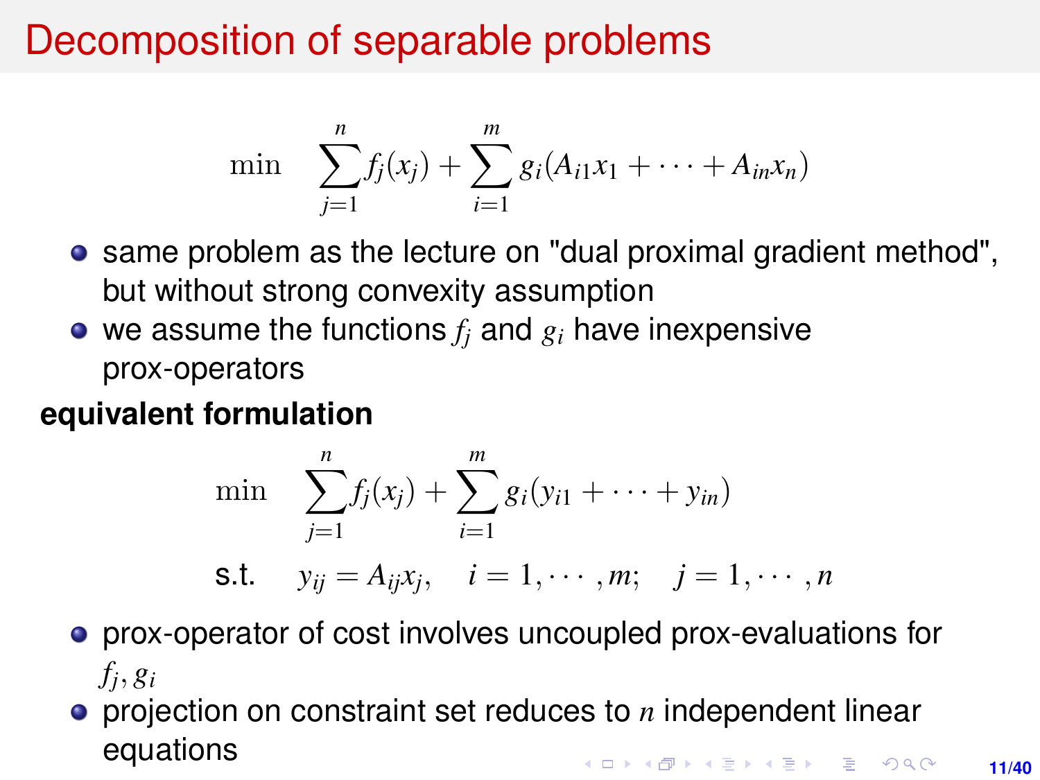# Decomposition of separable problems

$$\min \quad \sum_{j=1}^{n} f_j(x_j) + \sum_{i=1}^{m} g_i(A_{i1}x_1 + \cdots + A_{in}x_n)$$

- same problem as the lecture on "dual proximal gradient method", but without strong convexity assumption
- we assume the functions $f_j$ and $g_i$ have inexpensive prox-operators

**equivalent formulation**

$$\begin{aligned} \min \quad & \sum_{j=1}^{n} f_j(x_j) + \sum_{i=1}^{m} g_i(y_{i1} + \cdots + y_{in}) \\ \text{s.t.} \quad & y_{ij} = A_{ij}x_j, \quad i = 1, \cdots, m; \quad j = 1, \cdots, n \end{aligned}$$

- prox-operator of cost involves uncoupled prox-evaluations for $f_j, g_i$
- projection on constraint set reduces to $n$ independent linear equations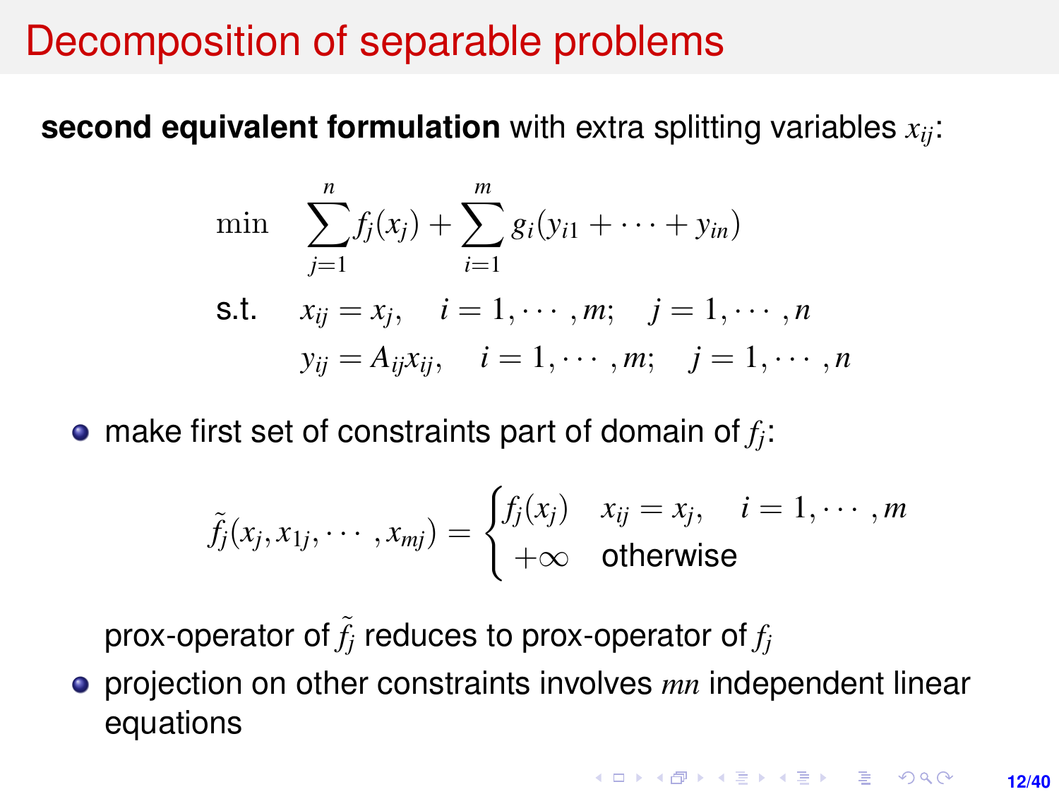# Decomposition of separable problems

**second equivalent formulation** with extra splitting variables $x_{ij}$:

$$
\begin{array}{ll}
\min & \displaystyle\sum_{j=1}^{n} f_j(x_j) + \sum_{i=1}^{m} g_i(y_{i1} + \cdots + y_{in}) \\
\text{s.t.} & x_{ij} = x_j, \quad i = 1, \cdots, m; \quad j = 1, \cdots, n \\
& y_{ij} = A_{ij} x_{ij}, \quad i = 1, \cdots, m; \quad j = 1, \cdots, n
\end{array}
$$

- make first set of constraints part of domain of $f_j$:

$$
\tilde{f}_j(x_j, x_{1j}, \cdots, x_{mj}) = \begin{cases} f_j(x_j) & x_{ij} = x_j, \quad i = 1, \cdots, m \\ +\infty & \text{otherwise} \end{cases}
$$

  prox-operator of $\tilde{f}_j$ reduces to prox-operator of $f_j$

- projection on other constraints involves $mn$ independent linear equations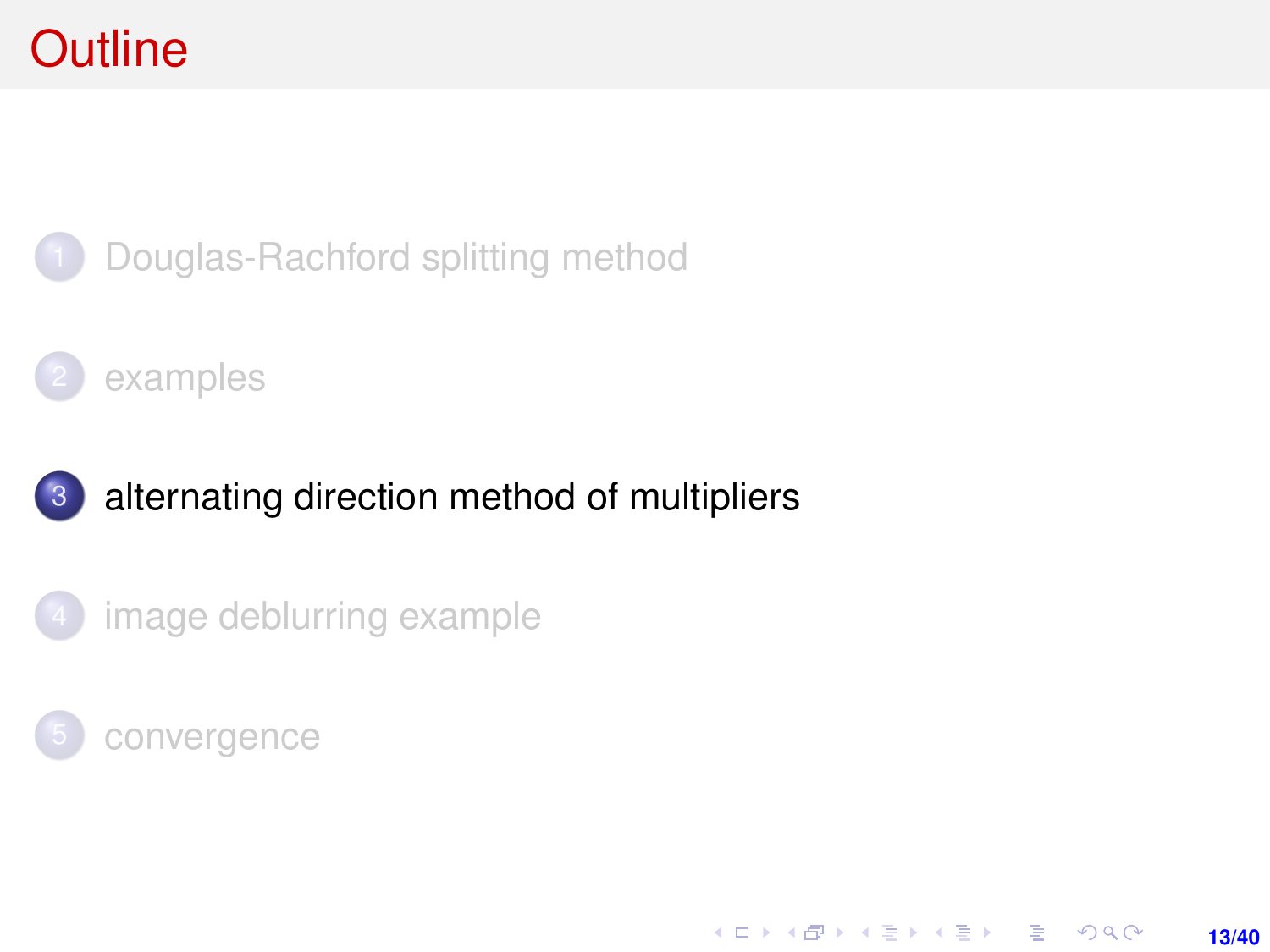# Outline

1. Douglas-Rachford splitting method
2. examples
3. **alternating direction method of multipliers**
4. image deblurring example
5. convergence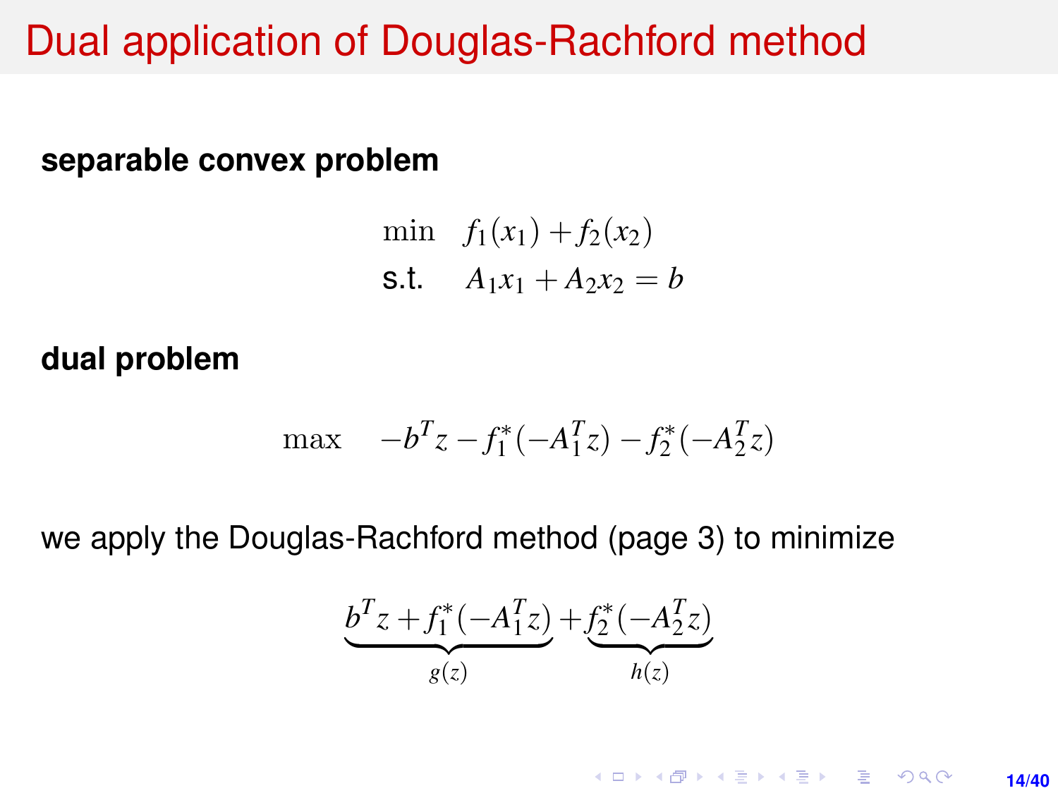# Dual application of Douglas-Rachford method

**separable convex problem**

$$
\begin{array}{ll}
\min & f_1(x_1) + f_2(x_2) \\
\text{s.t.} & A_1 x_1 + A_2 x_2 = b
\end{array}
$$

**dual problem**

$$
\max \quad -b^T z - f_1^*(-A_1^T z) - f_2^*(-A_2^T z)
$$

we apply the Douglas-Rachford method (page 3) to minimize

$$
\underbrace{b^T z + f_1^*(-A_1^T z)}_{g(z)} + \underbrace{f_2^*(-A_2^T z)}_{h(z)}
$$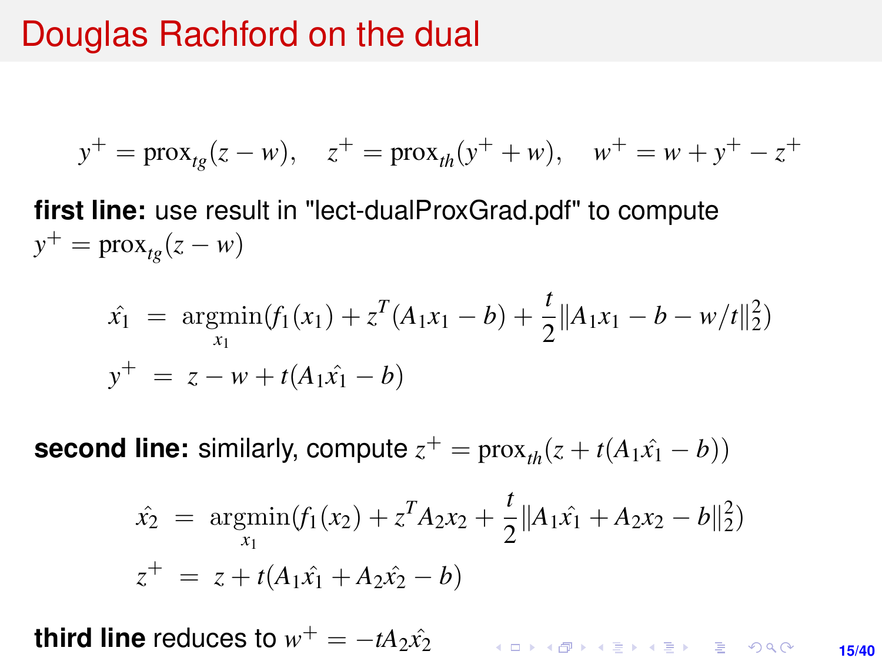# Douglas Rachford on the dual

$$y^+ = \text{prox}_{tg}(z - w), \quad z^+ = \text{prox}_{th}(y^+ + w), \quad w^+ = w + y^+ - z^+$$

**first line:** use result in "lect-dualProxGrad.pdf" to compute $y^+ = \text{prox}_{tg}(z - w)$

$$\begin{aligned}
\hat{x_1} &= \underset{x_1}{\text{argmin}}(f_1(x_1) + z^T(A_1 x_1 - b) + \frac{t}{2}\|A_1 x_1 - b - w/t\|_2^2) \\
y^+ &= z - w + t(A_1 \hat{x_1} - b)
\end{aligned}$$

**second line:** similarly, compute $z^+ = \text{prox}_{th}(z + t(A_1 \hat{x_1} - b))$

$$\begin{aligned}
\hat{x_2} &= \underset{x_1}{\text{argmin}}(f_1(x_2) + z^T A_2 x_2 + \frac{t}{2}\|A_1 \hat{x_1} + A_2 x_2 - b\|_2^2) \\
z^+ &= z + t(A_1 \hat{x_1} + A_2 \hat{x_2} - b)
\end{aligned}$$

**third line** reduces to $w^+ = -tA_2 \hat{x_2}$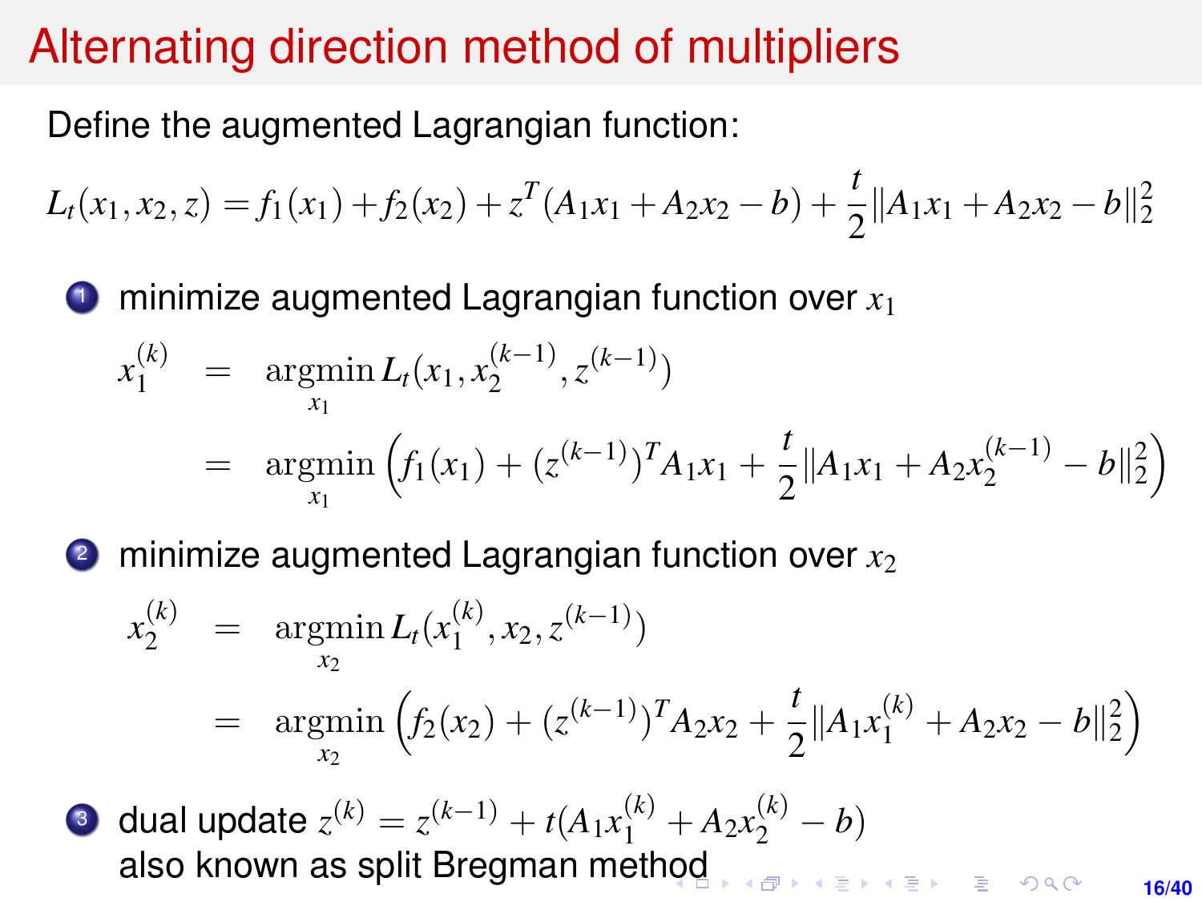# Alternating direction method of multipliers

Define the augmented Lagrangian function:

$$L_t(x_1, x_2, z) = f_1(x_1) + f_2(x_2) + z^T(A_1x_1 + A_2x_2 - b) + \frac{t}{2}\|A_1x_1 + A_2x_2 - b\|_2^2$$

1. minimize augmented Lagrangian function over $x_1$

$$\begin{aligned}
x_1^{(k)} &= \underset{x_1}{\operatorname{argmin}}\, L_t(x_1, x_2^{(k-1)}, z^{(k-1)}) \\
&= \underset{x_1}{\operatorname{argmin}} \left( f_1(x_1) + (z^{(k-1)})^T A_1 x_1 + \frac{t}{2}\|A_1x_1 + A_2x_2^{(k-1)} - b\|_2^2 \right)
\end{aligned}$$

2. minimize augmented Lagrangian function over $x_2$

$$\begin{aligned}
x_2^{(k)} &= \underset{x_2}{\operatorname{argmin}}\, L_t(x_1^{(k)}, x_2, z^{(k-1)}) \\
&= \underset{x_2}{\operatorname{argmin}} \left( f_2(x_2) + (z^{(k-1)})^T A_2 x_2 + \frac{t}{2}\|A_1x_1^{(k)} + A_2x_2 - b\|_2^2 \right)
\end{aligned}$$

3. dual update $z^{(k)} = z^{(k-1)} + t(A_1x_1^{(k)} + A_2x_2^{(k)} - b)$

also known as split Bregman method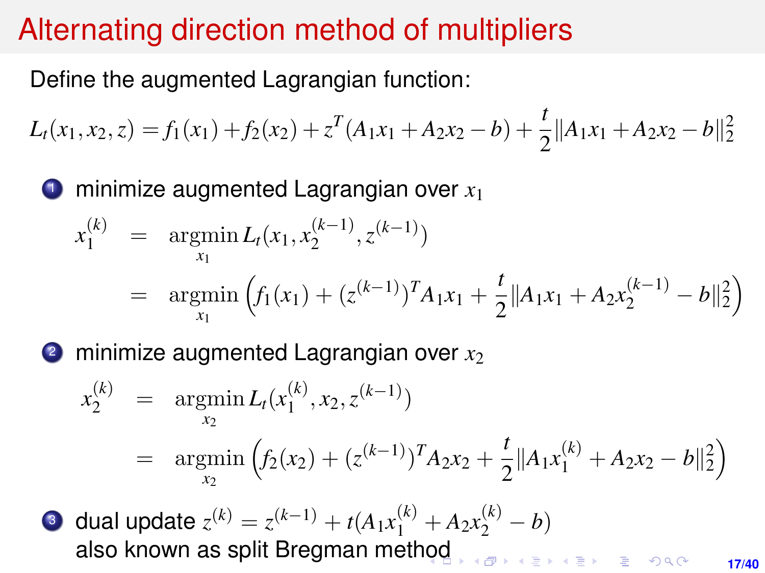# Alternating direction method of multipliers

Define the augmented Lagrangian function:

$$L_t(x_1, x_2, z) = f_1(x_1) + f_2(x_2) + z^T(A_1x_1 + A_2x_2 - b) + \frac{t}{2}\|A_1x_1 + A_2x_2 - b\|_2^2$$

1. minimize augmented Lagrangian over $x_1$

$$\begin{aligned} x_1^{(k)} &= \underset{x_1}{\operatorname{argmin}}\, L_t(x_1, x_2^{(k-1)}, z^{(k-1)}) \\ &= \underset{x_1}{\operatorname{argmin}} \left( f_1(x_1) + (z^{(k-1)})^T A_1 x_1 + \frac{t}{2}\|A_1x_1 + A_2x_2^{(k-1)} - b\|_2^2 \right) \end{aligned}$$

2. minimize augmented Lagrangian over $x_2$

$$\begin{aligned} x_2^{(k)} &= \underset{x_2}{\operatorname{argmin}}\, L_t(x_1^{(k)}, x_2, z^{(k-1)}) \\ &= \underset{x_2}{\operatorname{argmin}} \left( f_2(x_2) + (z^{(k-1)})^T A_2 x_2 + \frac{t}{2}\|A_1x_1^{(k)} + A_2x_2 - b\|_2^2 \right) \end{aligned}$$

3. dual update $z^{(k)} = z^{(k-1)} + t(A_1x_1^{(k)} + A_2x_2^{(k)} - b)$
   also known as split Bregman method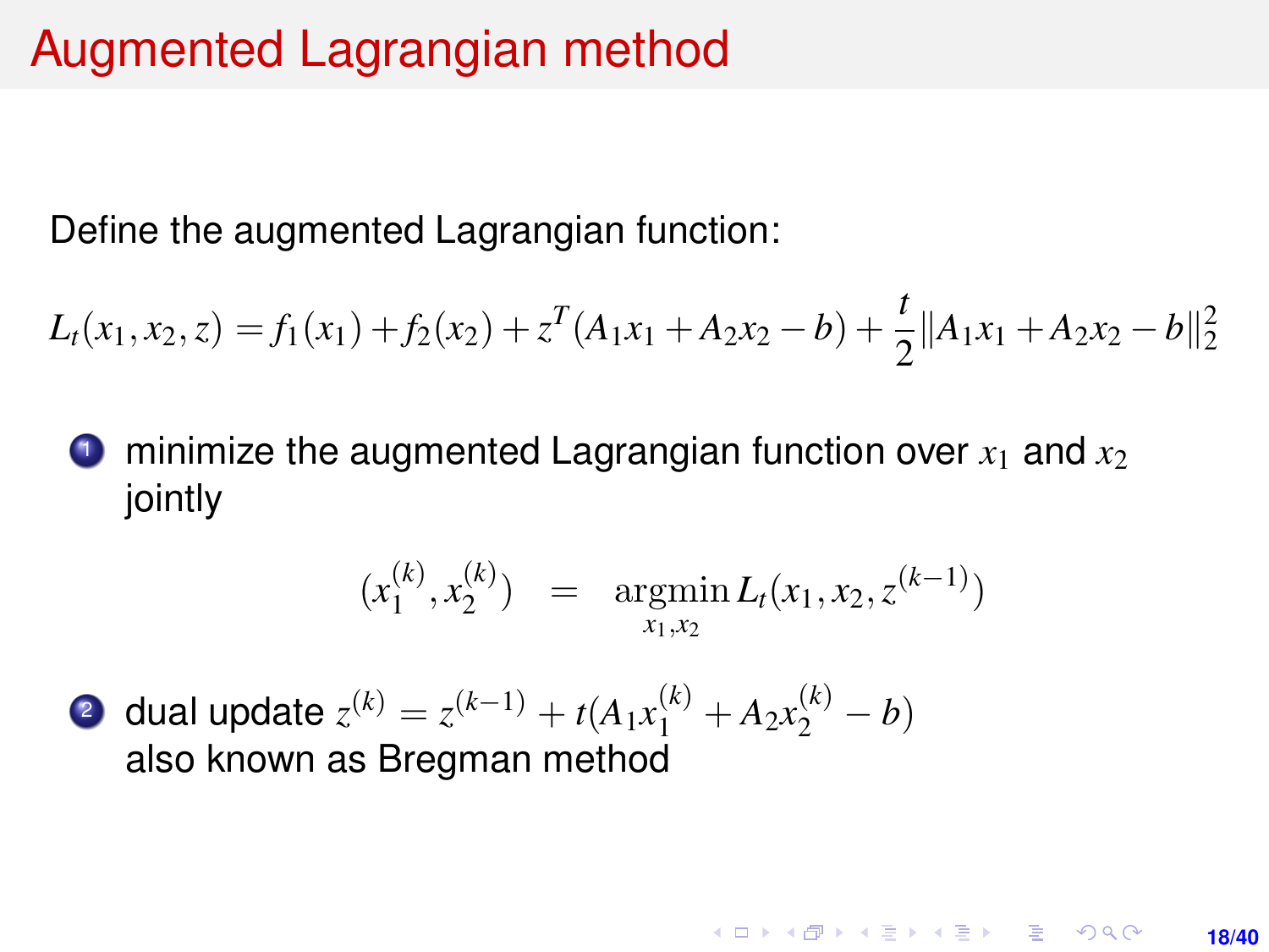# Augmented Lagrangian method

Define the augmented Lagrangian function:

$$L_t(x_1, x_2, z) = f_1(x_1) + f_2(x_2) + z^T(A_1x_1 + A_2x_2 - b) + \frac{t}{2}\|A_1x_1 + A_2x_2 - b\|_2^2$$

1. minimize the augmented Lagrangian function over $x_1$ and $x_2$ jointly

$$(x_1^{(k)}, x_2^{(k)}) = \operatorname*{argmin}_{x_1, x_2} L_t(x_1, x_2, z^{(k-1)})$$

2. dual update $z^{(k)} = z^{(k-1)} + t(A_1x_1^{(k)} + A_2x_2^{(k)} - b)$
   also known as Bregman method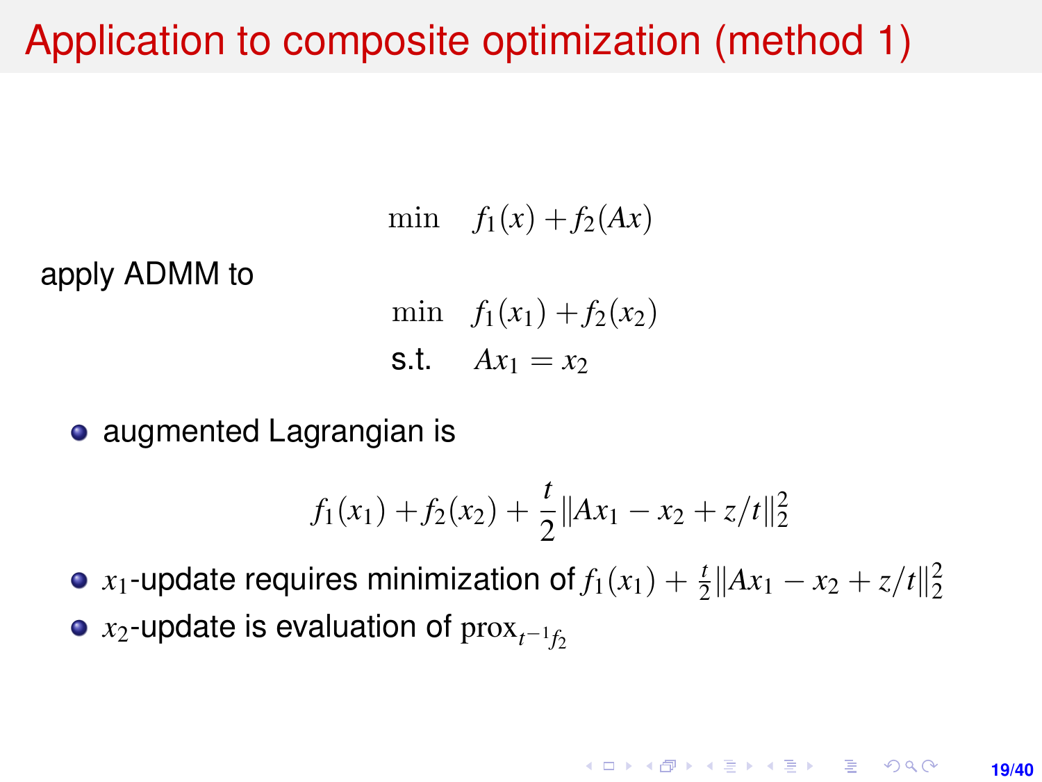# Application to composite optimization (method 1)

$$
\min \quad f_1(x) + f_2(Ax)
$$

apply ADMM to

$$
\begin{aligned}
\min \quad & f_1(x_1) + f_2(x_2) \\
\text{s.t.} \quad & Ax_1 = x_2
\end{aligned}
$$

- augmented Lagrangian is

$$
f_1(x_1) + f_2(x_2) + \frac{t}{2}\|Ax_1 - x_2 + z/t\|_2^2
$$

- $x_1$-update requires minimization of $f_1(x_1) + \frac{t}{2}\|Ax_1 - x_2 + z/t\|_2^2$
- $x_2$-update is evaluation of $\mathrm{prox}_{t^{-1}f_2}$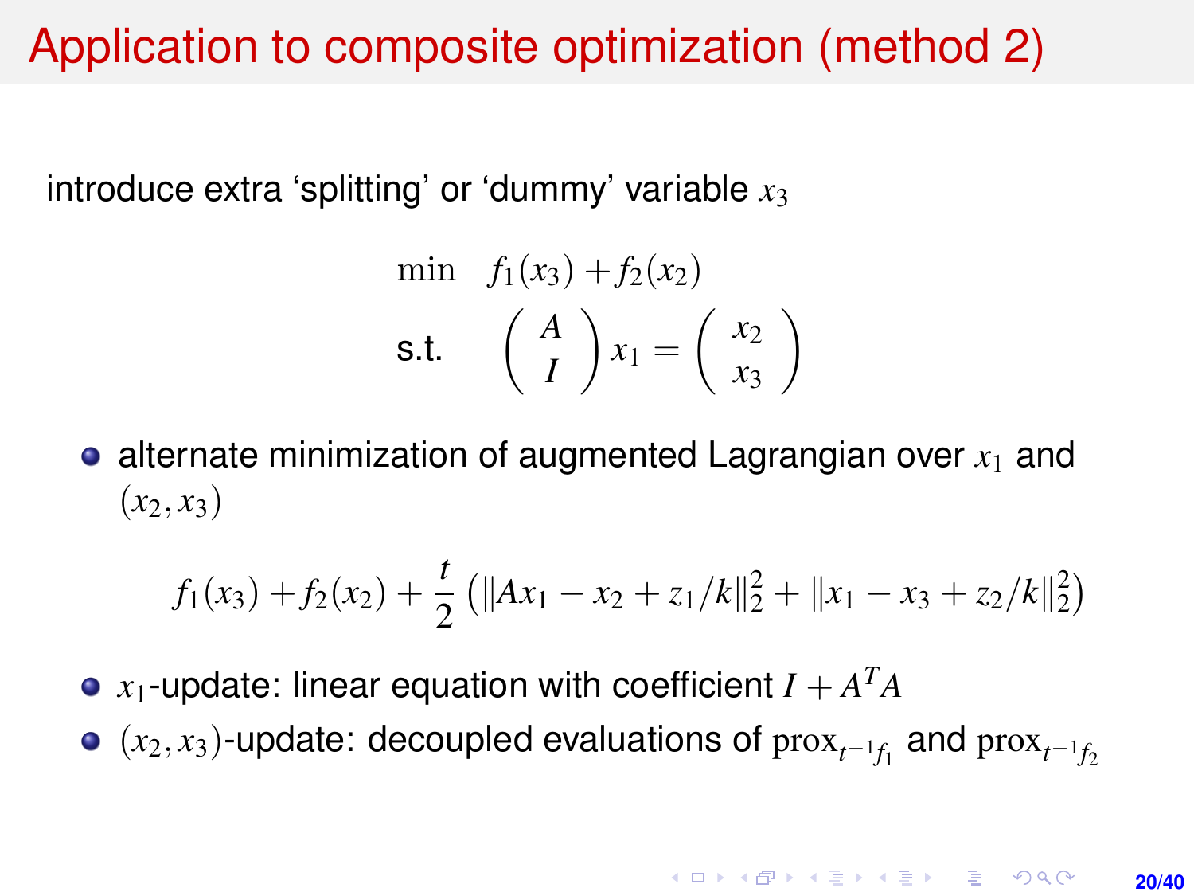# Application to composite optimization (method 2)

introduce extra 'splitting' or 'dummy' variable $x_3$

$$
\begin{array}{ll}
\min & f_1(x_3) + f_2(x_2) \\
\text{s.t.} & \begin{pmatrix} A \\ I \end{pmatrix} x_1 = \begin{pmatrix} x_2 \\ x_3 \end{pmatrix}
\end{array}
$$

- alternate minimization of augmented Lagrangian over $x_1$ and $(x_2, x_3)$

$$
f_1(x_3) + f_2(x_2) + \frac{t}{2}\left(\|Ax_1 - x_2 + z_1/k\|_2^2 + \|x_1 - x_3 + z_2/k\|_2^2\right)
$$

- $x_1$-update: linear equation with coefficient $I + A^T A$
- $(x_2, x_3)$-update: decoupled evaluations of $\mathrm{prox}_{t^{-1}f_1}$ and $\mathrm{prox}_{t^{-1}f_2}$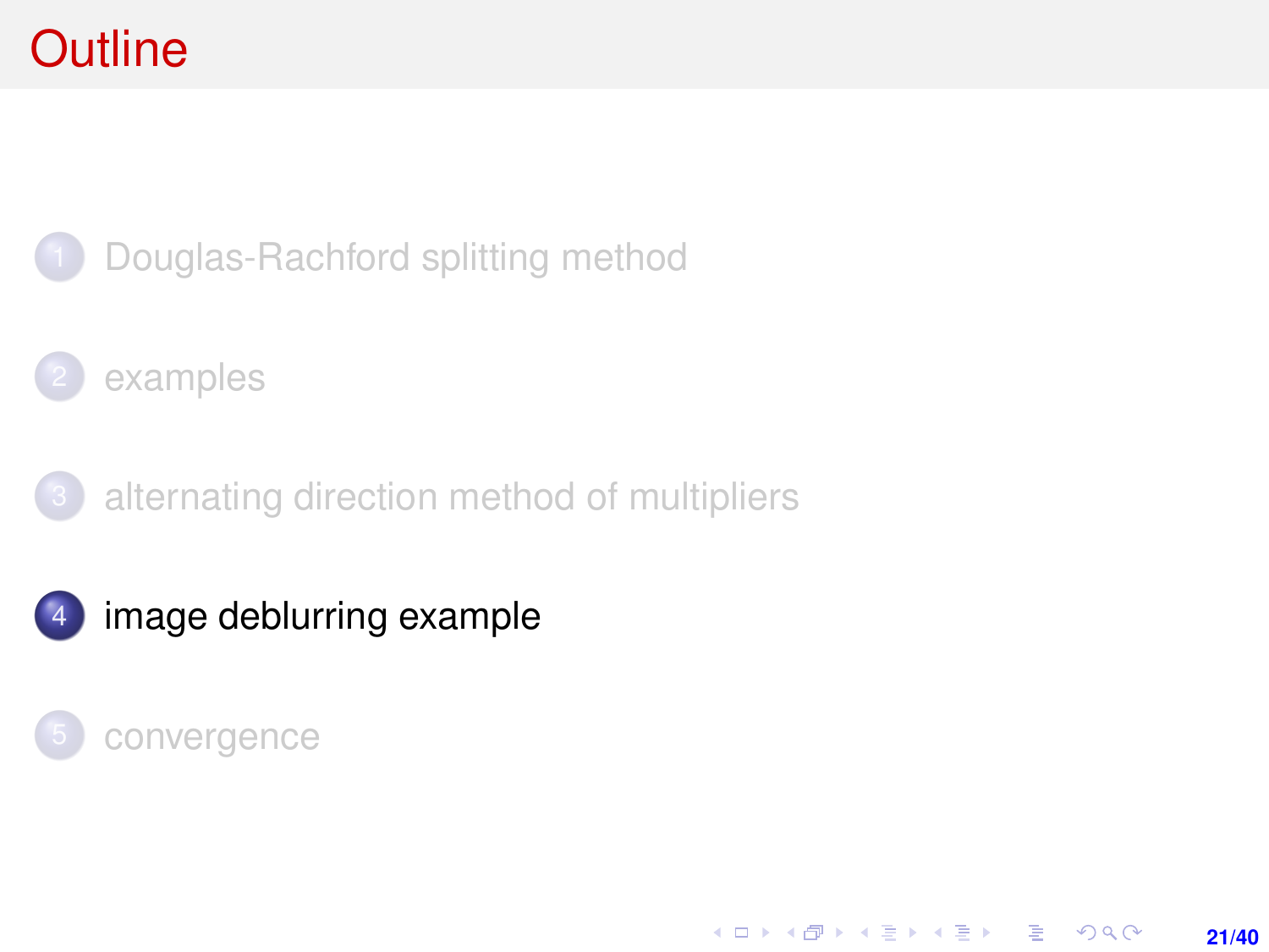# Outline

1. Douglas-Rachford splitting method
2. examples
3. alternating direction method of multipliers
4. **image deblurring example**
5. convergence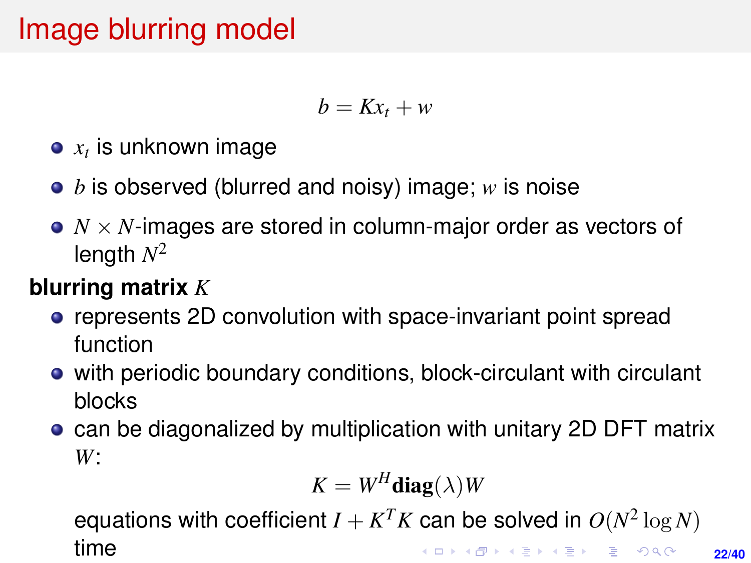# Image blurring model

$$b = Kx_t + w$$

- $x_t$ is unknown image
- $b$ is observed (blurred and noisy) image; $w$ is noise
- $N \times N$-images are stored in column-major order as vectors of length $N^2$

**blurring matrix** $K$

- represents 2D convolution with space-invariant point spread function
- with periodic boundary conditions, block-circulant with circulant blocks
- can be diagonalized by multiplication with unitary 2D DFT matrix $W$:

$$K = W^H \mathbf{diag}(\lambda) W$$

  equations with coefficient $I + K^T K$ can be solved in $O(N^2 \log N)$ time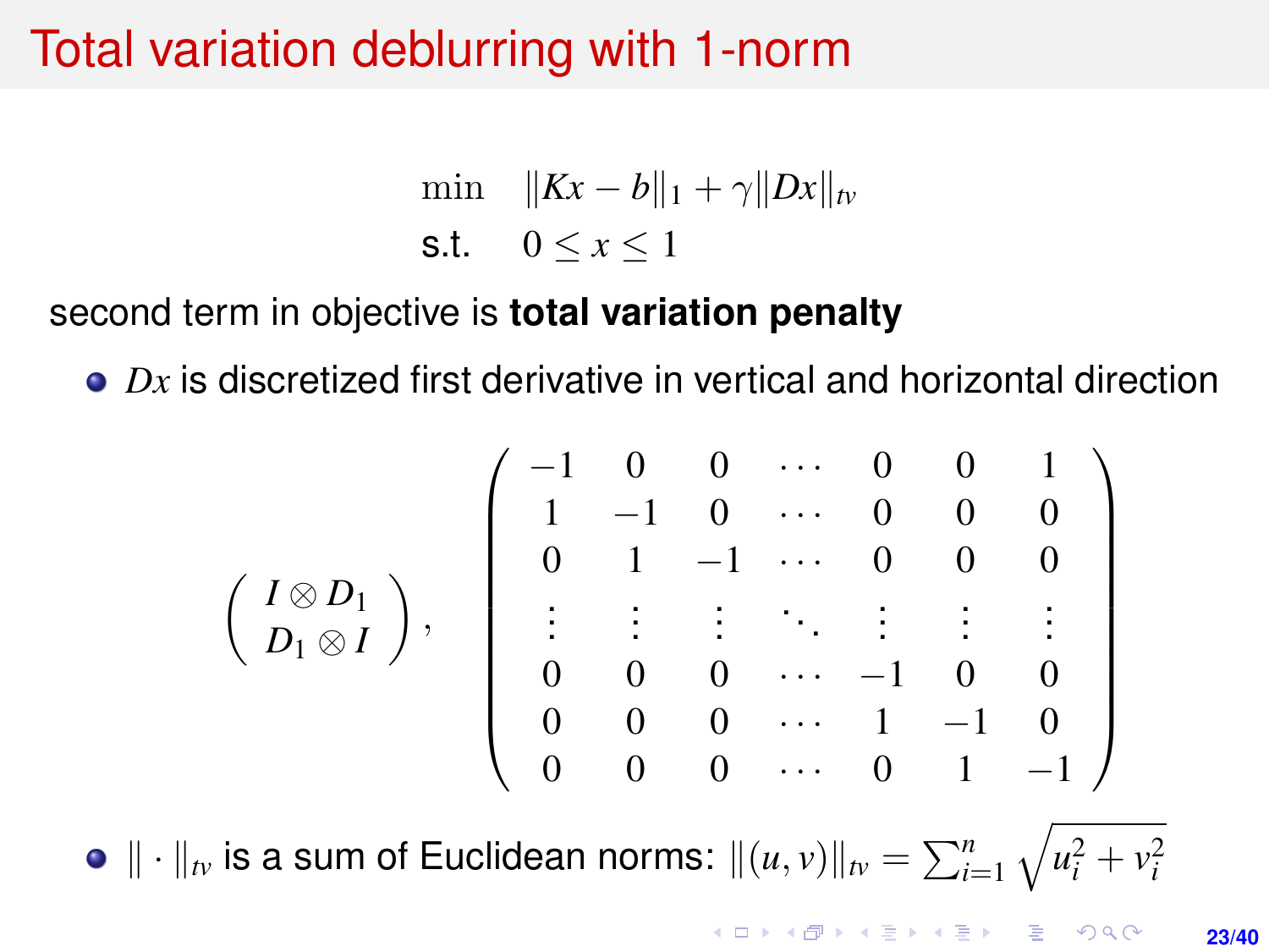# Total variation deblurring with 1-norm

$$
\begin{array}{ll}
\min & \|Kx - b\|_1 + \gamma \|Dx\|_{tv} \\
\text{s.t.} & 0 \le x \le 1
\end{array}
$$

second term in objective is **total variation penalty**

- $Dx$ is discretized first derivative in vertical and horizontal direction

$$
\left( \begin{array}{c} I \otimes D_1 \\ D_1 \otimes I \end{array} \right), \qquad
\left( \begin{array}{ccccccc}
-1 & 0 & 0 & \cdots & 0 & 0 & 1 \\
1 & -1 & 0 & \cdots & 0 & 0 & 0 \\
0 & 1 & -1 & \cdots & 0 & 0 & 0 \\
\vdots & \vdots & \vdots & \ddots & \vdots & \vdots & \vdots \\
0 & 0 & 0 & \cdots & -1 & 0 & 0 \\
0 & 0 & 0 & \cdots & 1 & -1 & 0 \\
0 & 0 & 0 & \cdots & 0 & 1 & -1
\end{array} \right)
$$

- $\| \cdot \|_{tv}$ is a sum of Euclidean norms: $\|(u, v)\|_{tv} = \sum_{i=1}^{n} \sqrt{u_i^2 + v_i^2}$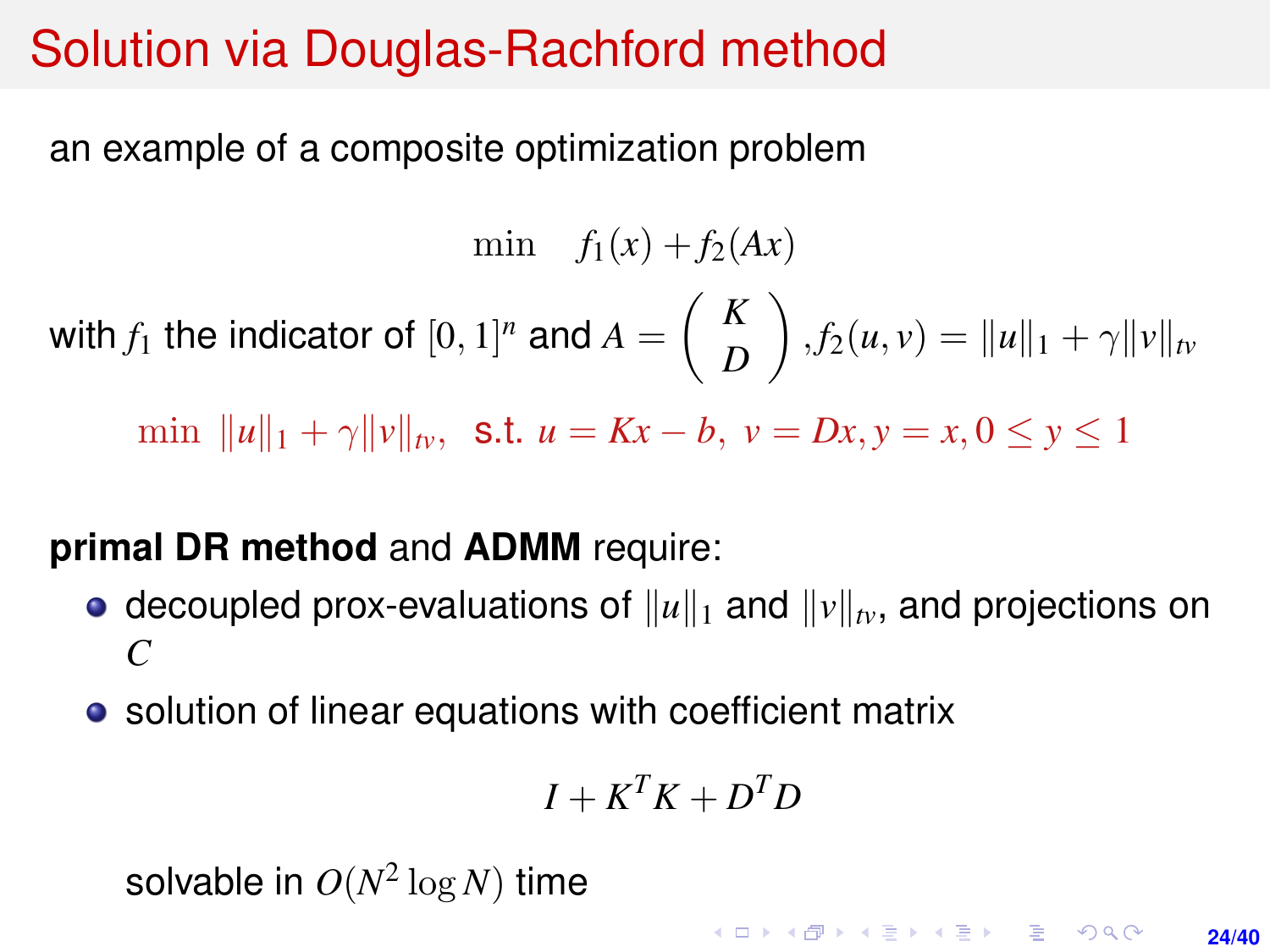# Solution via Douglas-Rachford method

an example of a composite optimization problem

$$\min \quad f_1(x) + f_2(Ax)$$

with $f_1$ the indicator of $[0,1]^n$ and $A = \begin{pmatrix} K \\ D \end{pmatrix}$, $f_2(u,v) = \|u\|_1 + \gamma\|v\|_{tv}$

$$\min \ \|u\|_1 + \gamma\|v\|_{tv}, \ \text{ s.t. } u = Kx - b, \ v = Dx, y = x, 0 \le y \le 1$$

**primal DR method** and **ADMM** require:

- decoupled prox-evaluations of $\|u\|_1$ and $\|v\|_{tv}$, and projections on $C$
- solution of linear equations with coefficient matrix

$$I + K^T K + D^T D$$

solvable in $O(N^2 \log N)$ time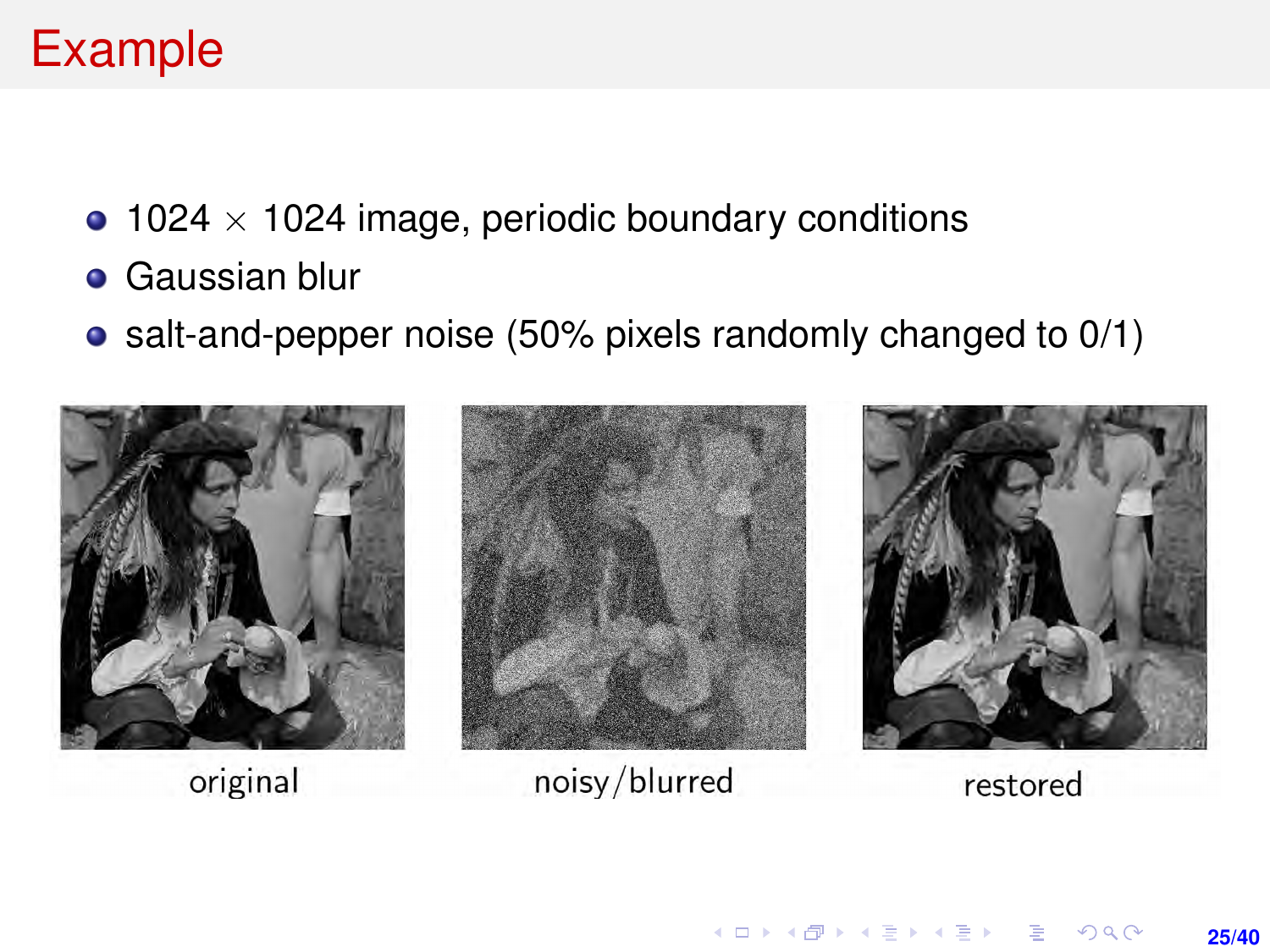# Example

- $1024 \times 1024$ image, periodic boundary conditions
- Gaussian blur
- salt-and-pepper noise (50% pixels randomly changed to 0/1)

original

noisy/blurred

restored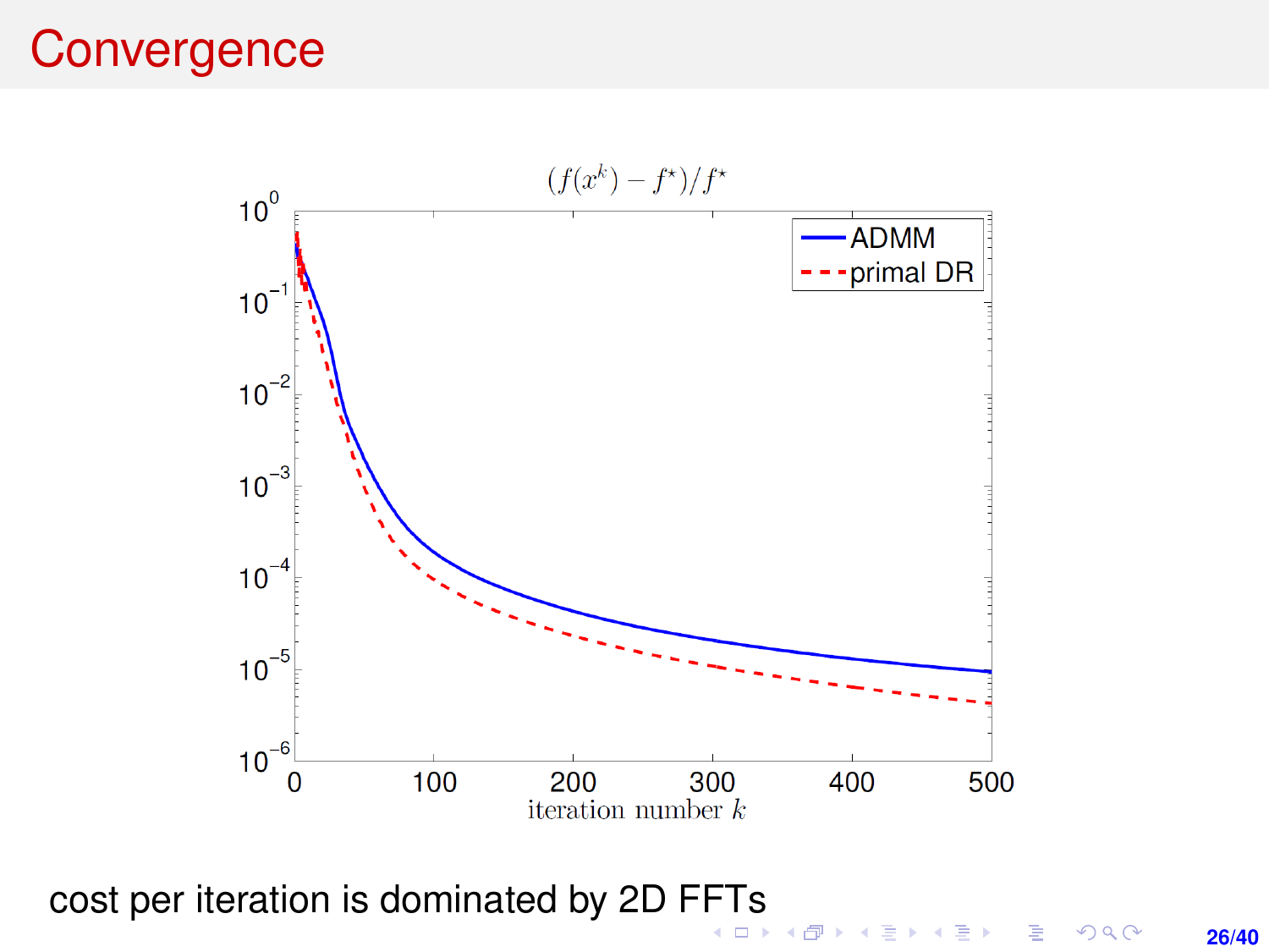# Convergence

$(f(x^k) - f^\star)/f^\star$

cost per iteration is dominated by 2D FFTs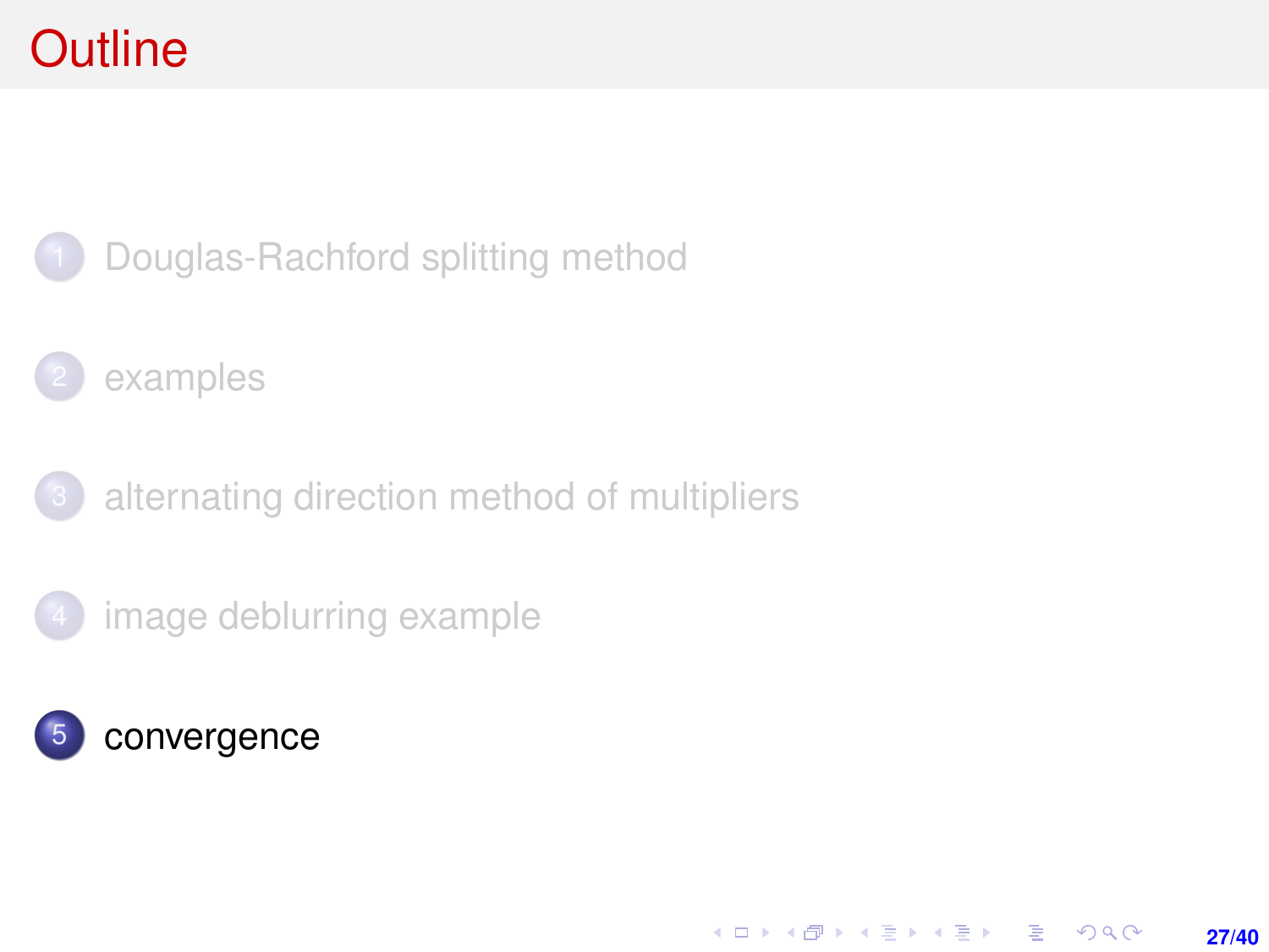# Outline

1. Douglas-Rachford splitting method
2. examples
3. alternating direction method of multipliers
4. image deblurring example
5. convergence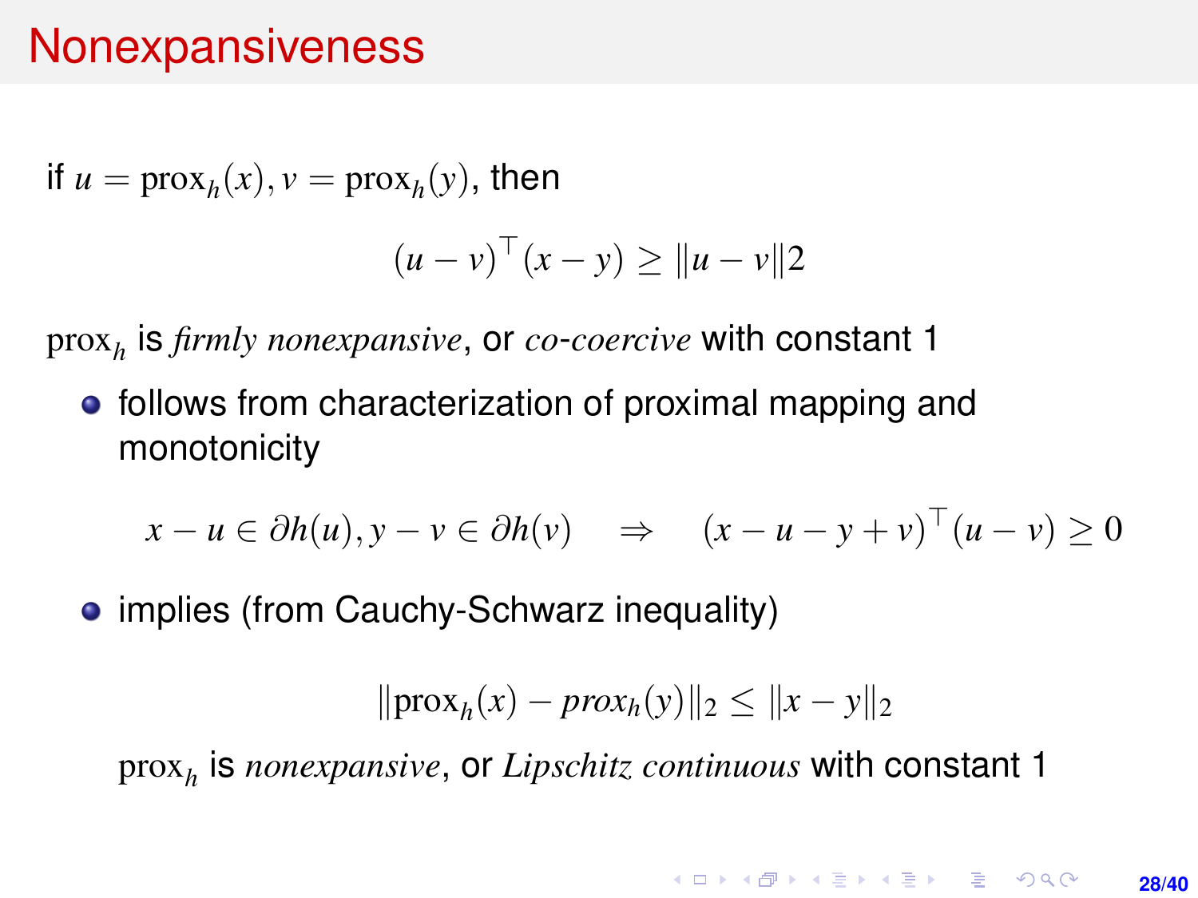# Nonexpansiveness

if $u = \text{prox}_h(x), v = \text{prox}_h(y)$, then

$$(u - v)^\top (x - y) \geq \|u - v\|2$$

$\text{prox}_h$ is *firmly nonexpansive*, or *co-coercive* with constant 1

- follows from characterization of proximal mapping and monotonicity

$$x - u \in \partial h(u), y - v \in \partial h(v) \quad \Rightarrow \quad (x - u - y + v)^\top (u - v) \geq 0$$

- implies (from Cauchy-Schwarz inequality)

$$\|\text{prox}_h(x) - prox_h(y)\|_2 \leq \|x - y\|_2$$

  $\text{prox}_h$ is *nonexpansive*, or *Lipschitz continuous* with constant 1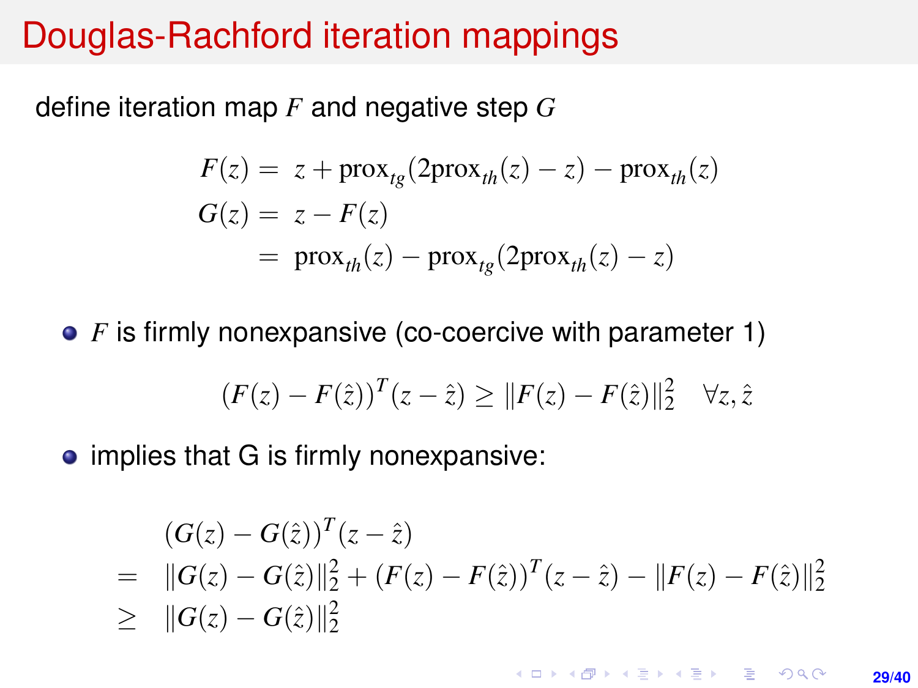# Douglas-Rachford iteration mappings

define iteration map $F$ and negative step $G$

$$
\begin{aligned}
F(z) &= z + \mathrm{prox}_{tg}(2\mathrm{prox}_{th}(z) - z) - \mathrm{prox}_{th}(z) \\
G(z) &= z - F(z) \\
&= \mathrm{prox}_{th}(z) - \mathrm{prox}_{tg}(2\mathrm{prox}_{th}(z) - z)
\end{aligned}
$$

- $F$ is firmly nonexpansive (co-coercive with parameter 1)

$$
(F(z) - F(\hat{z}))^T(z - \hat{z}) \geq \|F(z) - F(\hat{z})\|_2^2 \quad \forall z, \hat{z}
$$

- implies that G is firmly nonexpansive:

$$
\begin{aligned}
& (G(z) - G(\hat{z}))^T(z - \hat{z}) \\
= \; & \|G(z) - G(\hat{z})\|_2^2 + (F(z) - F(\hat{z}))^T(z - \hat{z}) - \|F(z) - F(\hat{z})\|_2^2 \\
\geq \; & \|G(z) - G(\hat{z})\|_2^2
\end{aligned}
$$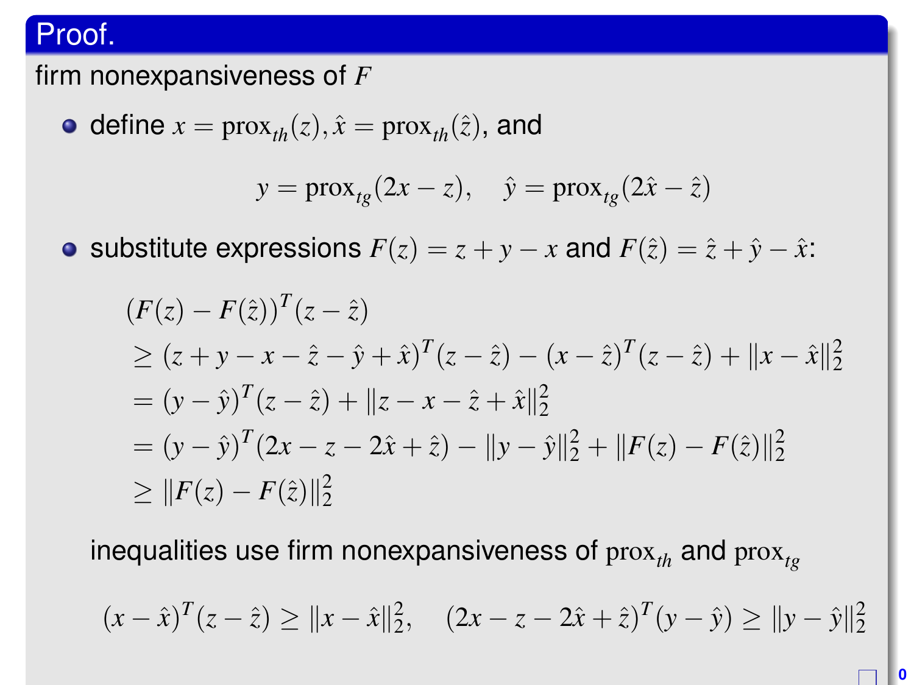**Proof.**

firm nonexpansiveness of $F$

- define $x = \text{prox}_{th}(z), \hat{x} = \text{prox}_{th}(\hat{z})$, and

$$y = \text{prox}_{tg}(2x - z), \quad \hat{y} = \text{prox}_{tg}(2\hat{x} - \hat{z})$$

- substitute expressions $F(z) = z + y - x$ and $F(\hat{z}) = \hat{z} + \hat{y} - \hat{x}$:

$$\begin{aligned}
&(F(z) - F(\hat{z}))^T(z - \hat{z}) \\
&\geq (z + y - x - \hat{z} - \hat{y} + \hat{x})^T(z - \hat{z}) - (x - \hat{z})^T(z - \hat{z}) + \|x - \hat{x}\|_2^2 \\
&= (y - \hat{y})^T(z - \hat{z}) + \|z - x - \hat{z} + \hat{x}\|_2^2 \\
&= (y - \hat{y})^T(2x - z - 2\hat{x} + \hat{z}) - \|y - \hat{y}\|_2^2 + \|F(z) - F(\hat{z})\|_2^2 \\
&\geq \|F(z) - F(\hat{z})\|_2^2
\end{aligned}$$

inequalities use firm nonexpansiveness of $\text{prox}_{th}$ and $\text{prox}_{tg}$

$$(x - \hat{x})^T(z - \hat{z}) \geq \|x - \hat{x}\|_2^2, \quad (2x - z - 2\hat{x} + \hat{z})^T(y - \hat{y}) \geq \|y - \hat{y}\|_2^2$$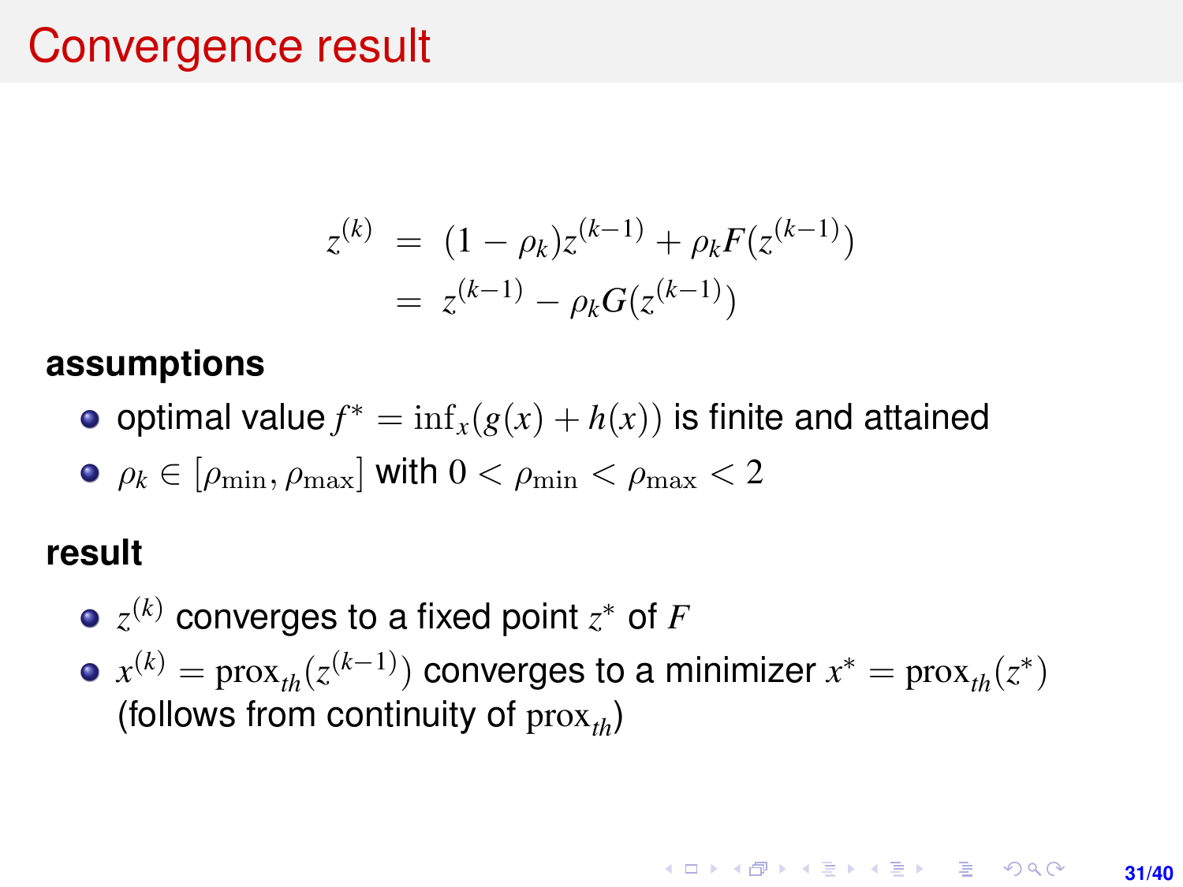# Convergence result

$$
\begin{aligned}
z^{(k)} &= (1 - \rho_k) z^{(k-1)} + \rho_k F(z^{(k-1)}) \\
&= z^{(k-1)} - \rho_k G(z^{(k-1)})
\end{aligned}
$$

**assumptions**

- optimal value $f^* = \inf_x (g(x) + h(x))$ is finite and attained
- $\rho_k \in [\rho_{\min}, \rho_{\max}]$ with $0 < \rho_{\min} < \rho_{\max} < 2$

**result**

- $z^{(k)}$ converges to a fixed point $z^*$ of $F$
- $x^{(k)} = \text{prox}_{th}(z^{(k-1)})$ converges to a minimizer $x^* = \text{prox}_{th}(z^*)$ (follows from continuity of $\text{prox}_{th}$)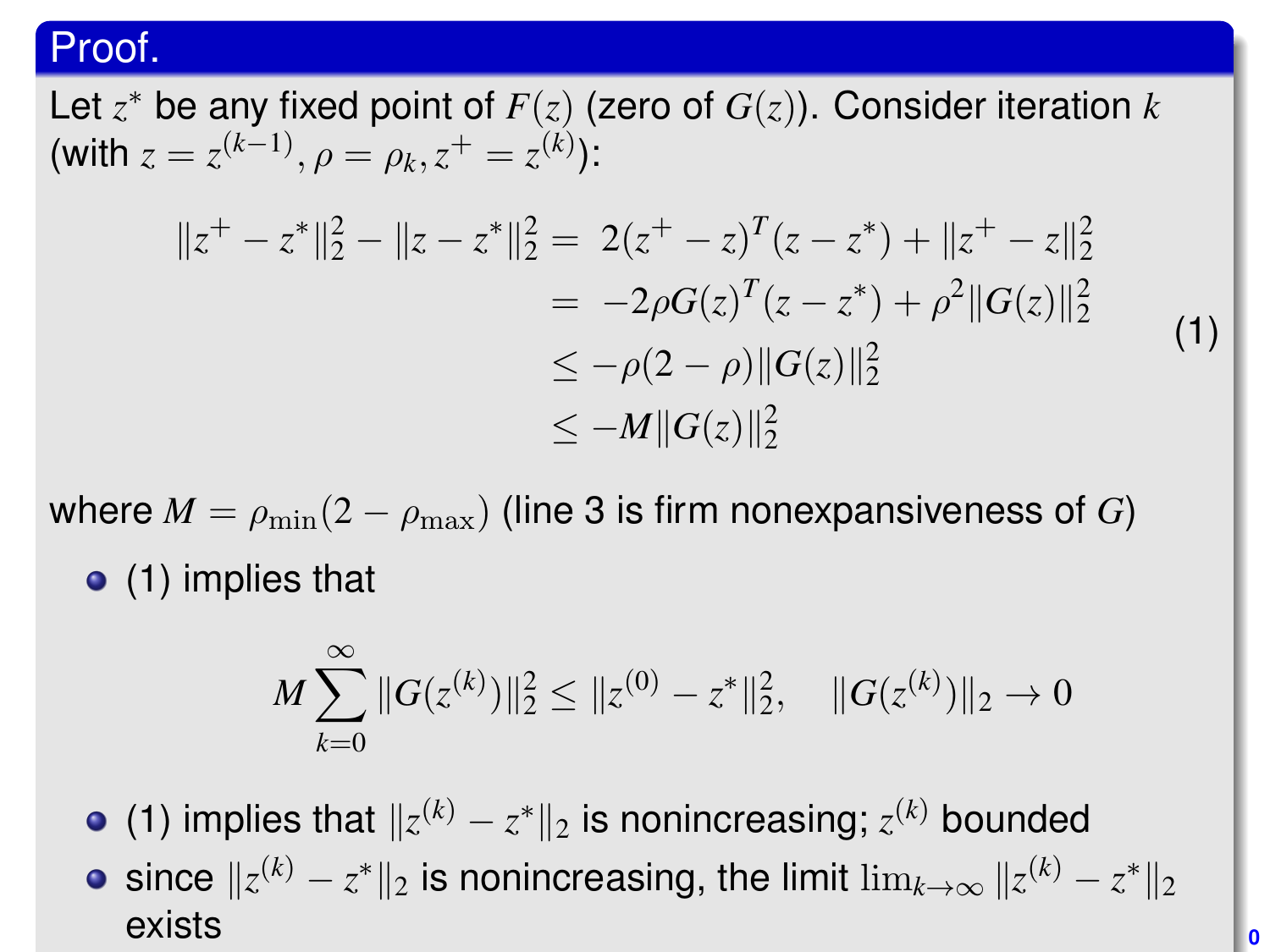**Proof.**

Let $z^*$ be any fixed point of $F(z)$ (zero of $G(z)$). Consider iteration $k$ (with $z = z^{(k-1)}, \rho = \rho_k, z^+ = z^{(k)}$):

$$
\begin{aligned}
\|z^+ - z^*\|_2^2 - \|z - z^*\|_2^2 &= 2(z^+ - z)^T(z - z^*) + \|z^+ - z\|_2^2 \\
&= -2\rho G(z)^T(z - z^*) + \rho^2 \|G(z)\|_2^2 \\
&\leq -\rho(2 - \rho)\|G(z)\|_2^2 \\
&\leq -M\|G(z)\|_2^2
\end{aligned} \tag{1}
$$

where $M = \rho_{\min}(2 - \rho_{\max})$ (line 3 is firm nonexpansiveness of $G$)

- (1) implies that

$$
M \sum_{k=0}^{\infty} \|G(z^{(k)})\|_2^2 \leq \|z^{(0)} - z^*\|_2^2, \quad \|G(z^{(k)})\|_2 \to 0
$$

- (1) implies that $\|z^{(k)} - z^*\|_2$ is nonincreasing; $z^{(k)}$ bounded
- since $\|z^{(k)} - z^*\|_2$ is nonincreasing, the limit $\lim_{k\to\infty} \|z^{(k)} - z^*\|_2$ exists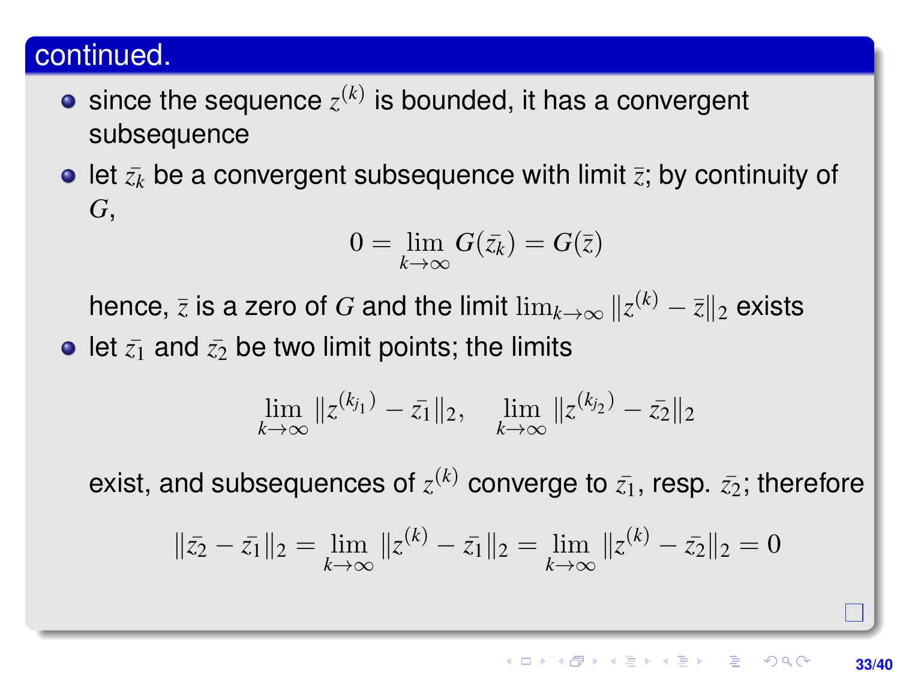## continued.

- since the sequence $z^{(k)}$ is bounded, it has a convergent subsequence
- let $\bar{z_k}$ be a convergent subsequence with limit $\bar{z}$; by continuity of $G$,

$$0 = \lim_{k\to\infty} G(\bar{z_k}) = G(\bar{z})$$

  hence, $\bar{z}$ is a zero of $G$ and the limit $\lim_{k\to\infty} \|z^{(k)} - \bar{z}\|_2$ exists
- let $\bar{z_1}$ and $\bar{z_2}$ be two limit points; the limits

$$\lim_{k\to\infty} \|z^{(k_{j_1})} - \bar{z_1}\|_2, \quad \lim_{k\to\infty} \|z^{(k_{j_2})} - \bar{z_2}\|_2$$

  exist, and subsequences of $z^{(k)}$ converge to $\bar{z_1}$, resp. $\bar{z_2}$; therefore

$$\|\bar{z_2} - \bar{z_1}\|_2 = \lim_{k\to\infty} \|z^{(k)} - \bar{z_1}\|_2 = \lim_{k\to\infty} \|z^{(k)} - \bar{z_2}\|_2 = 0$$

□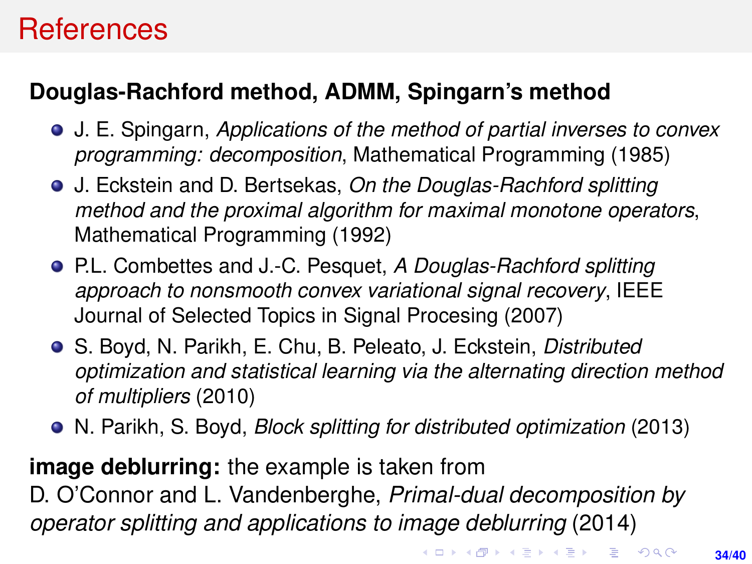# References

**Douglas-Rachford method, ADMM, Spingarn's method**

- J. E. Spingarn, *Applications of the method of partial inverses to convex programming: decomposition*, Mathematical Programming (1985)
- J. Eckstein and D. Bertsekas, *On the Douglas-Rachford splitting method and the proximal algorithm for maximal monotone operators*, Mathematical Programming (1992)
- P.L. Combettes and J.-C. Pesquet, *A Douglas-Rachford splitting approach to nonsmooth convex variational signal recovery*, IEEE Journal of Selected Topics in Signal Procesing (2007)
- S. Boyd, N. Parikh, E. Chu, B. Peleato, J. Eckstein, *Distributed optimization and statistical learning via the alternating direction method of multipliers* (2010)
- N. Parikh, S. Boyd, *Block splitting for distributed optimization* (2013)

**image deblurring:** the example is taken from
D. O'Connor and L. Vandenberghe, *Primal-dual decomposition by operator splitting and applications to image deblurring* (2014)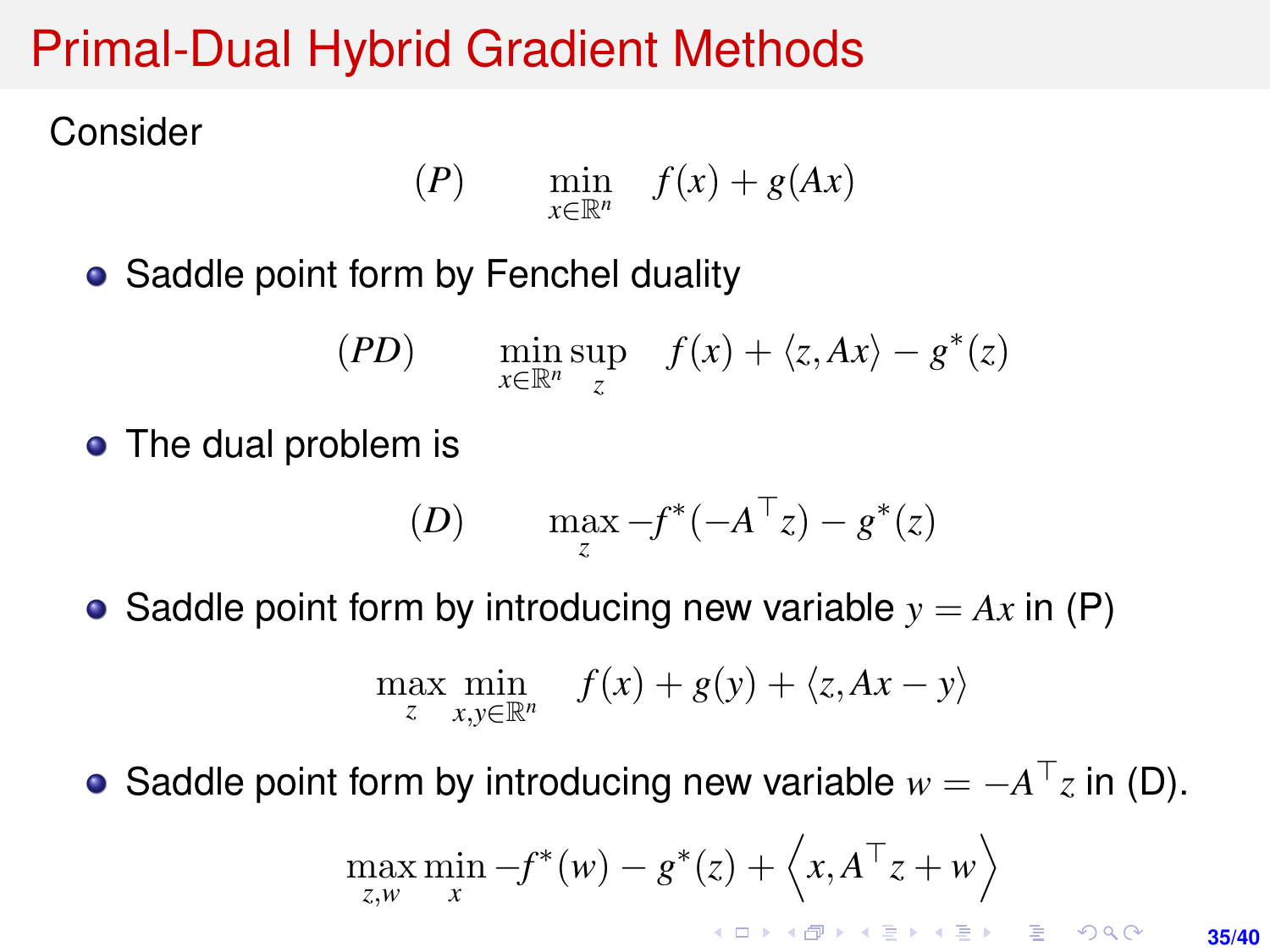# Primal-Dual Hybrid Gradient Methods

Consider

$$(P) \qquad \min_{x \in \mathbb{R}^n} \quad f(x) + g(Ax)$$

- Saddle point form by Fenchel duality

$$(PD) \qquad \min_{x \in \mathbb{R}^n} \sup_{z} \quad f(x) + \langle z, Ax \rangle - g^*(z)$$

- The dual problem is

$$(D) \qquad \max_{z} -f^*(-A^\top z) - g^*(z)$$

- Saddle point form by introducing new variable $y = Ax$ in (P)

$$\max_{z} \min_{x, y \in \mathbb{R}^n} \quad f(x) + g(y) + \langle z, Ax - y \rangle$$

- Saddle point form by introducing new variable $w = -A^\top z$ in (D).

$$\max_{z, w} \min_{x} -f^*(w) - g^*(z) + \left\langle x, A^\top z + w \right\rangle$$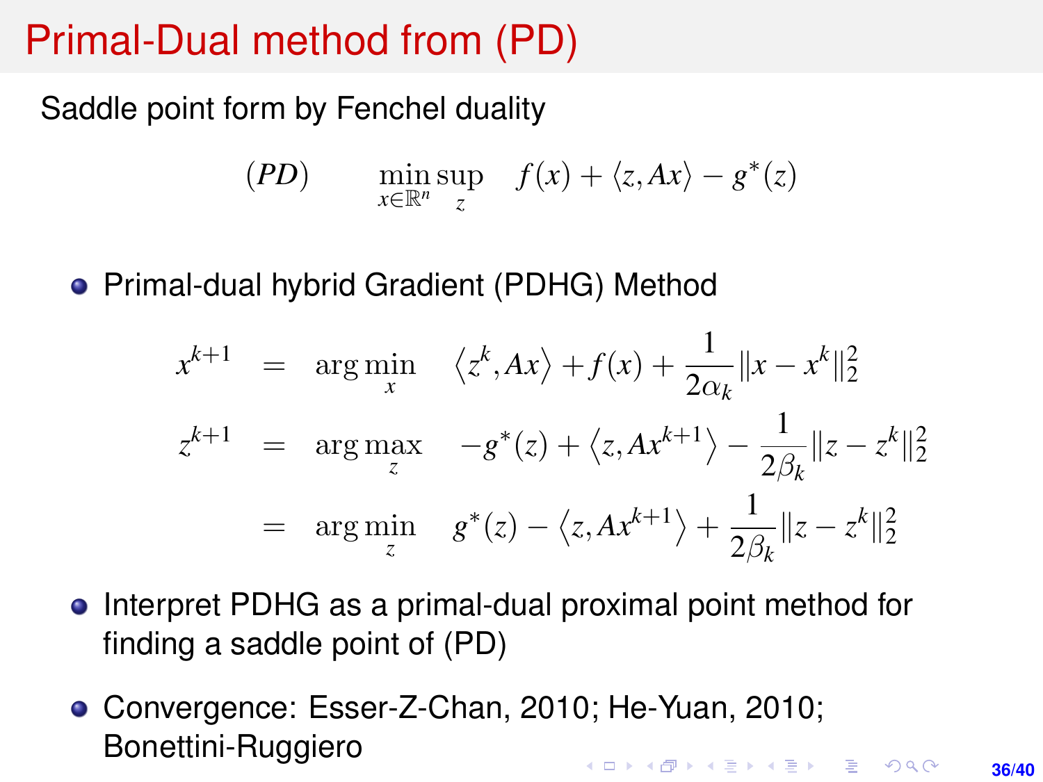# Primal-Dual method from (PD)

Saddle point form by Fenchel duality

$$(PD) \qquad \min_{x \in \mathbb{R}^n} \sup_{z} \quad f(x) + \langle z, Ax \rangle - g^*(z)$$

- Primal-dual hybrid Gradient (PDHG) Method

$$
\begin{aligned}
x^{k+1} &= \arg\min_{x} \quad \left\langle z^k, Ax \right\rangle + f(x) + \frac{1}{2\alpha_k} \|x - x^k\|_2^2 \\
z^{k+1} &= \arg\max_{z} \quad -g^*(z) + \left\langle z, Ax^{k+1} \right\rangle - \frac{1}{2\beta_k} \|z - z^k\|_2^2 \\
&= \arg\min_{z} \quad g^*(z) - \left\langle z, Ax^{k+1} \right\rangle + \frac{1}{2\beta_k} \|z - z^k\|_2^2
\end{aligned}
$$

- Interpret PDHG as a primal-dual proximal point method for finding a saddle point of (PD)
- Convergence: Esser-Z-Chan, 2010; He-Yuan, 2010; Bonettini-Ruggiero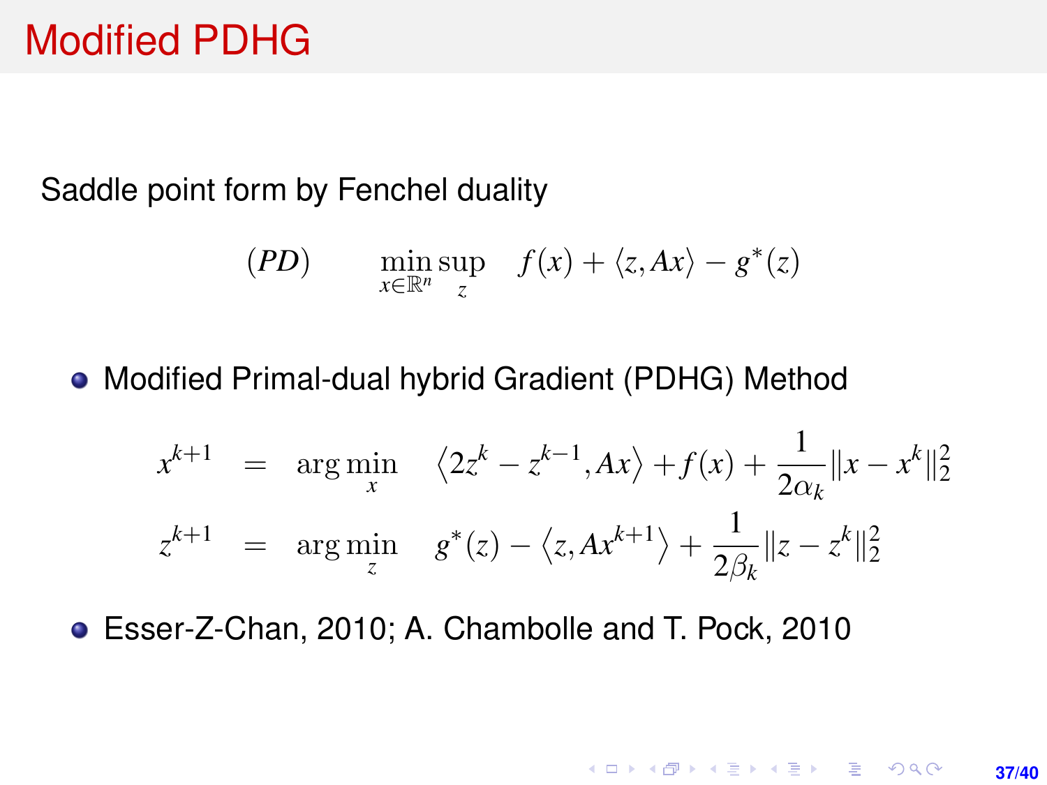# Modified PDHG

Saddle point form by Fenchel duality

$$(PD) \qquad \min_{x \in \mathbb{R}^n} \sup_{z} \quad f(x) + \langle z, Ax \rangle - g^*(z)$$

- Modified Primal-dual hybrid Gradient (PDHG) Method

$$\begin{aligned}
x^{k+1} &= \arg\min_x \quad \left\langle 2z^k - z^{k-1}, Ax \right\rangle + f(x) + \frac{1}{2\alpha_k} \|x - x^k\|_2^2 \\
z^{k+1} &= \arg\min_z \quad g^*(z) - \left\langle z, Ax^{k+1} \right\rangle + \frac{1}{2\beta_k} \|z - z^k\|_2^2
\end{aligned}$$

- Esser-Z-Chan, 2010; A. Chambolle and T. Pock, 2010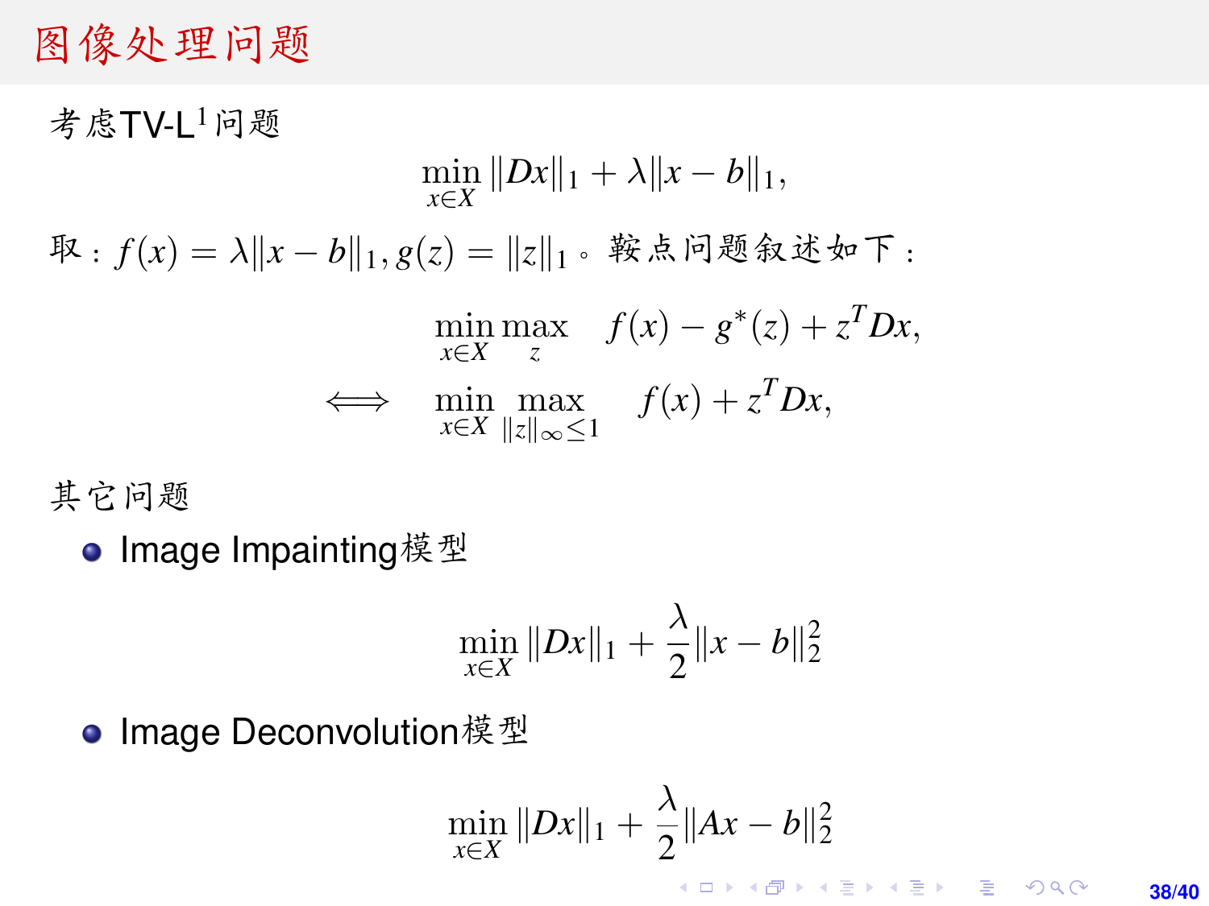# 图像处理问题

考虑TV-$L^1$问题

$$\min_{x\in X} \|Dx\|_1 + \lambda\|x-b\|_1,$$

取：$f(x) = \lambda\|x-b\|_1, g(z) = \|z\|_1$。鞍点问题叙述如下：

$$\begin{aligned} &\min_{x\in X}\max_{z} \quad f(x) - g^*(z) + z^T Dx, \\ \Longleftrightarrow \quad &\min_{x\in X}\max_{\|z\|_\infty\le 1} \quad f(x) + z^T Dx, \end{aligned}$$

其它问题

- Image Impainting模型

$$\min_{x\in X} \|Dx\|_1 + \frac{\lambda}{2}\|x-b\|_2^2$$

- Image Deconvolution模型

$$\min_{x\in X} \|Dx\|_1 + \frac{\lambda}{2}\|Ax-b\|_2^2$$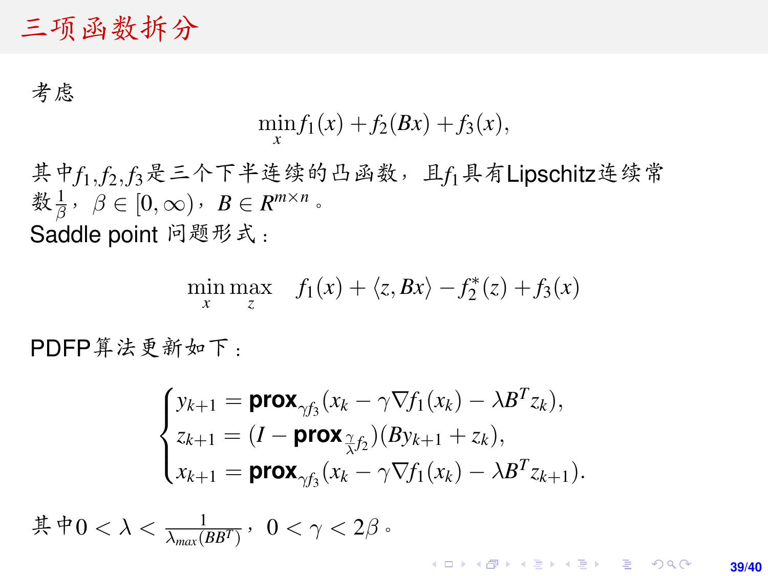# 三项函数拆分

考虑

$$\min_x f_1(x) + f_2(Bx) + f_3(x),$$

其中$f_1$,$f_2$,$f_3$是三个下半连续的凸函数，且$f_1$具有Lipschitz连续常数$\frac{1}{\beta}$，$\beta \in [0, \infty)$，$B \in R^{m \times n}$。

Saddle point 问题形式：

$$\min_x \max_z \quad f_1(x) + \langle z, Bx \rangle - f_2^*(z) + f_3(x)$$

PDFP算法更新如下：

$$\begin{cases} y_{k+1} = \textbf{prox}_{\gamma f_3}(x_k - \gamma \nabla f_1(x_k) - \lambda B^T z_k), \\ z_{k+1} = (I - \textbf{prox}_{\frac{\gamma}{\lambda} f_2})(B y_{k+1} + z_k), \\ x_{k+1} = \textbf{prox}_{\gamma f_3}(x_k - \gamma \nabla f_1(x_k) - \lambda B^T z_{k+1}). \end{cases}$$

其中$0 < \lambda < \frac{1}{\lambda_{max}(BB^T)}$，$0 < \gamma < 2\beta$。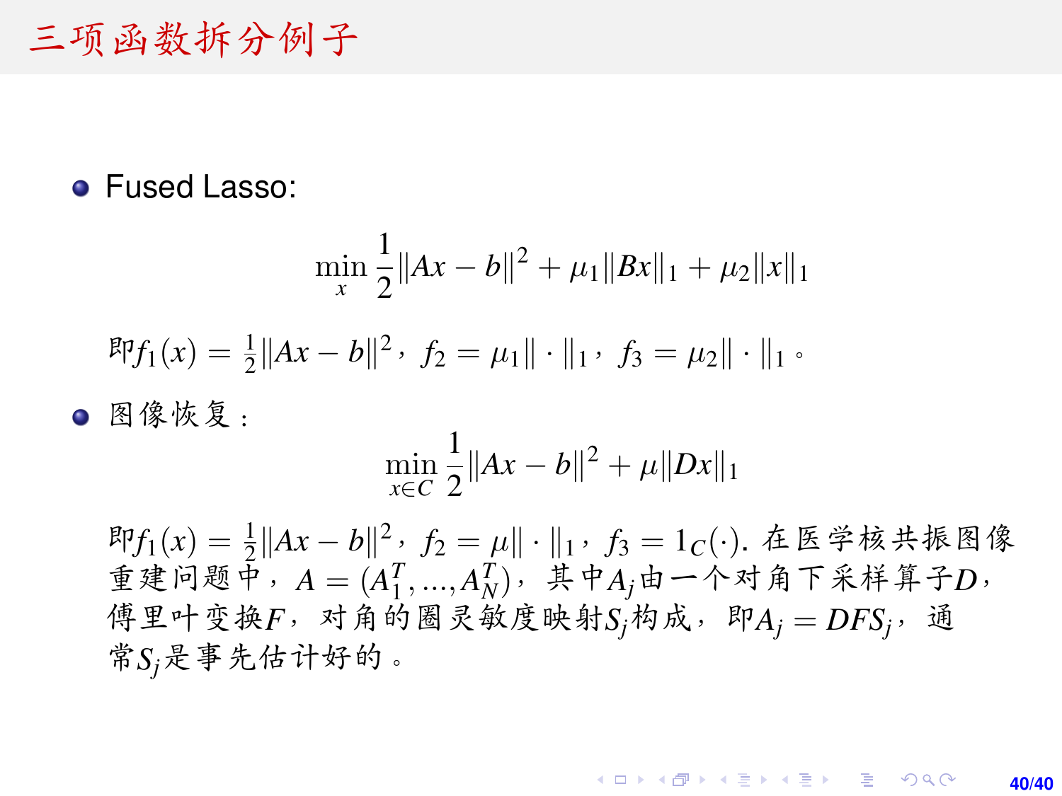# 三项函数拆分例子

- Fused Lasso:

$$\min_x \frac{1}{2}\|Ax-b\|^2 + \mu_1\|Bx\|_1 + \mu_2\|x\|_1$$

即$f_1(x) = \frac{1}{2}\|Ax-b\|^2$，$f_2 = \mu_1\|\cdot\|_1$，$f_3 = \mu_2\|\cdot\|_1$。

- 图像恢复：

$$\min_{x\in C} \frac{1}{2}\|Ax-b\|^2 + \mu\|Dx\|_1$$

即$f_1(x) = \frac{1}{2}\|Ax-b\|^2$，$f_2 = \mu\|\cdot\|_1$，$f_3 = 1_C(\cdot)$. 在医学核共振图像重建问题中，$A = (A_1^T, ..., A_N^T)$，其中$A_j$由一个对角下采样算子$D$，傅里叶变换$F$，对角的圈灵敏度映射$S_j$构成，即$A_j = DFS_j$，通常$S_j$是事先估计好的。